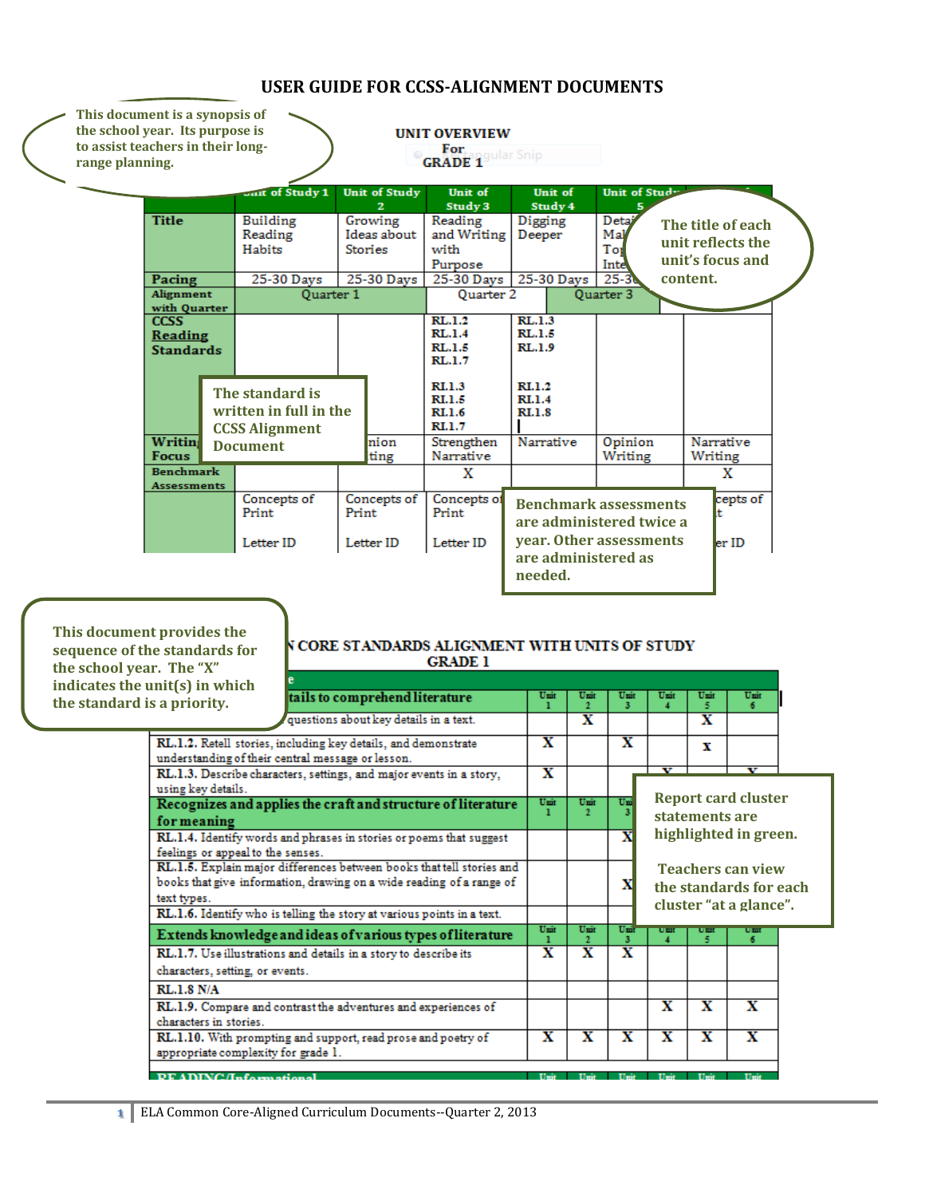# USER GUIDE FOR CCSS-ALIGNMENT DOCUMENTS

This document is a synopsis of the school year. Its purpose is to assist teachers in their long-range planning.

**UNIT OVERVIEW**
**For**
**GRADE 1**

| | Unit of Study 1 | Unit of Study 2 | Unit of Study 3 | Unit of Study 4 | Unit of Study 5 | |
|---|---|---|---|---|---|---|
| Title | Building Reading Habits | Growing Ideas about Stories | Reading and Writing with Purpose | Digging Deeper | Detai... Mal... Top... Inte... | |
| Pacing | 25-30 Days | 25-30 Days | 25-30 Days | 25-30 Days | 25-3... | |
| Alignment with Quarter | Quarter 1 | | Quarter 2 | Quarter 3 | | |
| CCSS Reading Standards | | | RL.1.2 RL.1.4 RL.1.5 RL.1.7 RI.1.3 RI.1.5 RI.1.6 RI.1.7 | RL.1.3 RL.1.5 RL.1.9 RI.1.2 RI.1.4 RI.1.8 | | |
| Writing Focus | | ...nion ...ting | Strengthen Narrative | Narrative | Opinion Writing | Narrative Writing |
| Benchmark Assessments | | | X | | | X |
| | Concepts of Print Letter ID | Concepts of Print Letter ID | Concepts of Print Letter ID | | | ...cepts of ...t ...er ID |

The title of each unit reflects the unit's focus and content.

The standard is written in full in the CCSS Alignment Document

Benchmark assessments are administered twice a year. Other assessments are administered as needed.

This document provides the sequence of the standards for the school year. The "X" indicates the unit(s) in which the standard is a priority.

**...N CORE STANDARDS ALIGNMENT WITH UNITS OF STUDY**
**GRADE 1**

| ...e ...tails to comprehend literature | Unit 1 | Unit 2 | Unit 3 | Unit 4 | Unit 5 | Unit 6 |
|---|---|---|---|---|---|---|
| ...questions about key details in a text. | | X | | | X | |
| RL.1.2. Retell stories, including key details, and demonstrate understanding of their central message or lesson. | X | | X | | x | |
| RL.1.3. Describe characters, settings, and major events in a story, using key details. | X | | | X | | X |
| **Recognizes and applies the craft and structure of literature for meaning** | **Unit 1** | **Unit 2** | **Unit 3** | | | |
| RL.1.4. Identify words and phrases in stories or poems that suggest feelings or appeal to the senses. | | | X | | | |
| RL.1.5. Explain major differences between books that tell stories and books that give information, drawing on a wide reading of a range of text types. | | | X | | | |
| RL.1.6. Identify who is telling the story at various points in a text. | | | | | | |
| **Extends knowledge and ideas of various types of literature** | **Unit 1** | **Unit 2** | **Unit 3** | **Unit 4** | **Unit 5** | **Unit 6** |
| RL.1.7. Use illustrations and details in a story to describe its characters, setting, or events. | X | X | X | | | |
| RL.1.8 N/A | | | | | | |
| RL.1.9. Compare and contrast the adventures and experiences of characters in stories. | | | | X | X | X |
| RL.1.10. With prompting and support, read prose and poetry of appropriate complexity for grade 1. | X | X | X | X | X | X |
| READING/Informational | Unit | Unit | Unit | Unit | Unit | Unit |

Report card cluster statements are highlighted in green.

Teachers can view the standards for each cluster "at a glance".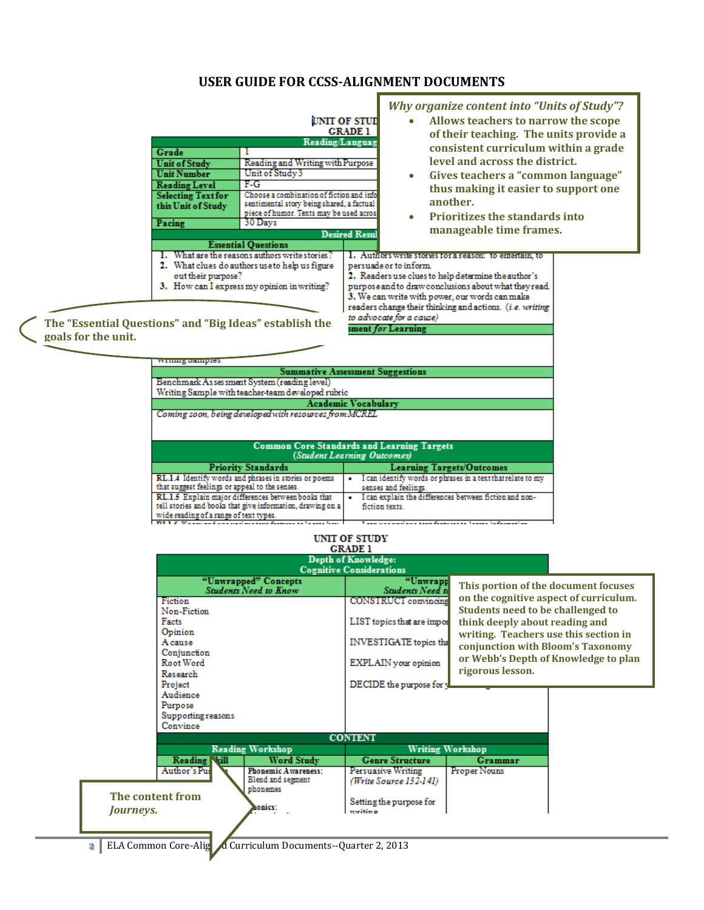# USER GUIDE FOR CCSS-ALIGNMENT DOCUMENTS

**UNIT OF STUDY**
**GRADE 1**

| Reading/Language | |
|---|---|
| Grade | 1 |
| Unit of Study | Reading and Writing with Purpose |
| Unit Number | Unit of Study 3 |
| Reading Level | F-G |
| Selecting Text for this Unit of Study | Choose a combination of fiction and info… sentimental story being shared, a factual piece of humor. Texts may be used acros… |
| Pacing | 30 Days |

**Desired Resul…**

| Essential Questions | |
|---|---|
| 1. What are the reasons authors write stories?<br>2. What clues do authors use to help us figure out their purpose?<br>3. How can I express my opinion in writing? | 1. Authors write stories for a reason: to entertain, to persuade or to inform.<br>2. Readers use clues to help determine the author's purpose and to draw conclusions about what they read.<br>3. We can write with power, our words can make readers change their thinking and actions. (*i.e. writing to advocate for a cause)* |

**…sment *for* Learning**

Writing Samples

| Summative Assessment Suggestions |
|---|
| Benchmark Assessment System (reading level)<br>Writing Sample with teacher-team developed rubric |

| Academic Vocabulary |
|---|
| *Coming soon, being developed with resources from MCREL* |

**Common Core Standards and Learning Targets**
***(Student Learning Outcomes)***

| Priority Standards | Learning Targets/Outcomes |
|---|---|
| RL.1.4 Identify words and phrases in stories or poems that suggest feelings or appeal to the senses. | • I can identify words or phrases in a text that relate to my senses and feelings. |
| RL.1.5 Explain major differences between books that tell stories and books that give information, drawing on a wide reading of a range of text types. | • I can explain the differences between fiction and non-fiction texts. |

***Why organize content into "Units of Study"?***

- **Allows teachers to narrow the scope of their teaching. The units provide a consistent curriculum within a grade level and across the district.**
- **Gives teachers a "common language" thus making it easier to support one another.**
- **Prioritizes the standards into manageable time frames.**

**The "Essential Questions" and "Big Ideas" establish the goals for the unit.**

**UNIT OF STUDY**
**GRADE 1**

**Depth of Knowledge:**
**Cognitive Considerations**

| "Unwrapped" Concepts *Students Need to Know* | "Unwrapp… *Students Need t…* |
|---|---|
| Fiction<br>Non-Fiction<br>Facts<br>Opinion<br>A cause<br>Conjunction<br>Root Word<br>Research<br>Project<br>Audience<br>Purpose<br>Supporting reasons<br>Convince | CONSTRUCT convincing…<br>LIST topics that are impo…<br>INVESTIGATE topics th…<br>EXPLAIN your opinion<br>DECIDE the purpose for y… |

**This portion of the document focuses on the cognitive aspect of curriculum. Students need to be challenged to think deeply about reading and writing. Teachers use this section in conjunction with Bloom's Taxonomy or Webb's Depth of Knowledge to plan rigorous lesson.**

**CONTENT**

| Reading Workshop | | Writing Workshop | |
|---|---|---|---|
| Reading Skill | Word Study | Genre Structure | Grammar |
| Author's Pu… | **Phonemic Awareness:** Blend and segment phonemes<br>**…honics:** | Persuasive Writing *(Write Source 132-141)*<br>Setting the purpose for writing | Proper Nouns |

**The content from *Journeys.***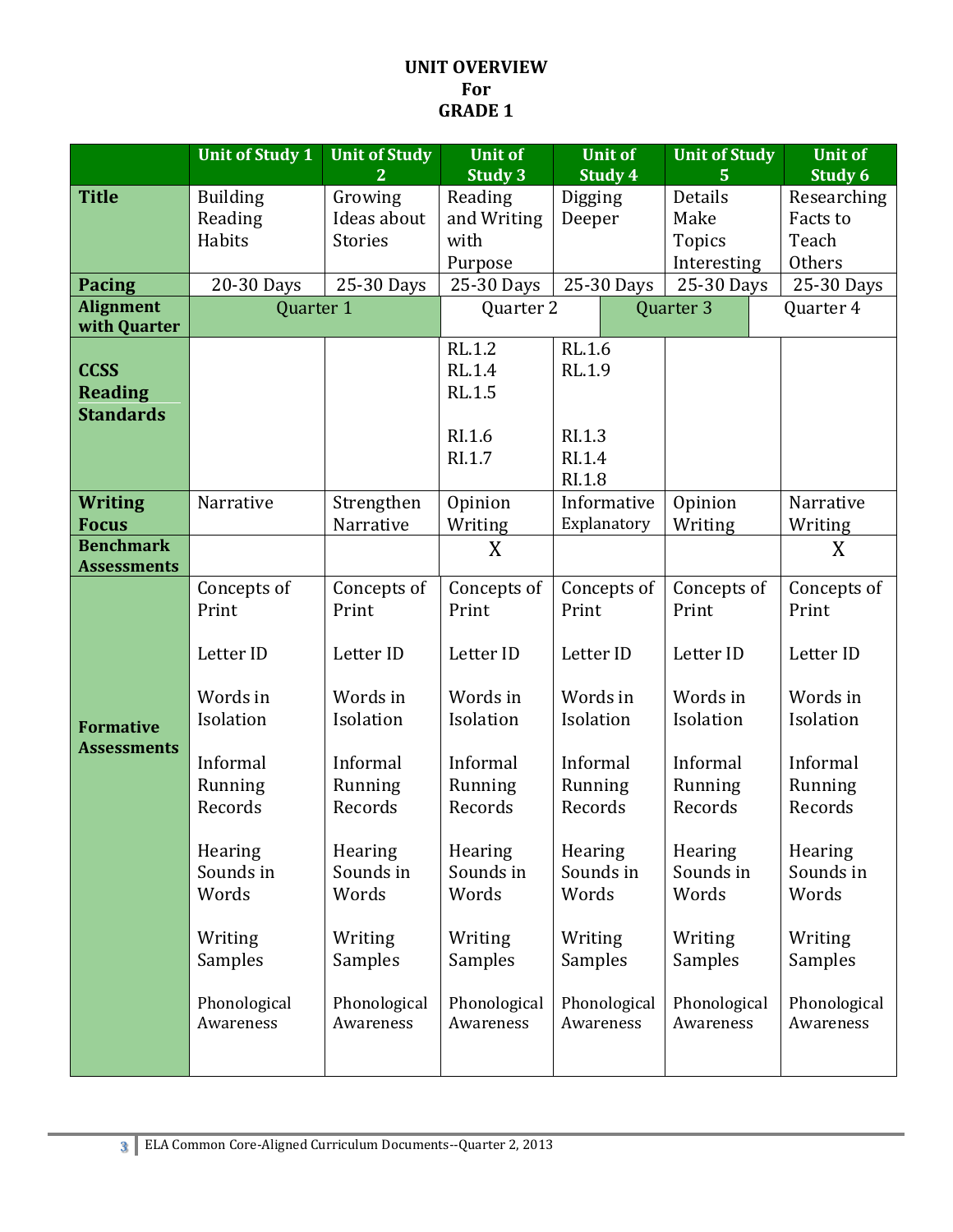# UNIT OVERVIEW
# For
# GRADE 1

| | Unit of Study 1 | Unit of Study 2 | Unit of Study 3 | Unit of Study 4 | Unit of Study 5 | Unit of Study 6 |
|---|---|---|---|---|---|---|
| **Title** | Building Reading Habits | Growing Ideas about Stories | Reading and Writing with Purpose | Digging Deeper | Details Make Topics Interesting | Researching Facts to Teach Others |
| **Pacing** | 20-30 Days | 25-30 Days | 25-30 Days | 25-30 Days | 25-30 Days | 25-30 Days |
| **Alignment with Quarter** | Quarter 1 | | Quarter 2 | Quarter 3 | | Quarter 4 |
| **CCSS Reading Standards** | | | RL.1.2<br>RL.1.4<br>RL.1.5<br><br>RI.1.6<br>RI.1.7 | RL.1.6<br>RL.1.9<br><br>RI.1.3<br>RI.1.4<br>RI.1.8 | | |
| **Writing Focus** | Narrative | Strengthen Narrative | Opinion Writing | Informative Explanatory | Opinion Writing | Narrative Writing |
| **Benchmark Assessments** | | | X | | | X |
| **Formative Assessments** | Concepts of Print<br><br>Letter ID<br><br>Words in Isolation<br><br>Informal Running Records<br><br>Hearing Sounds in Words<br><br>Writing Samples<br><br>Phonological Awareness | Concepts of Print<br><br>Letter ID<br><br>Words in Isolation<br><br>Informal Running Records<br><br>Hearing Sounds in Words<br><br>Writing Samples<br><br>Phonological Awareness | Concepts of Print<br><br>Letter ID<br><br>Words in Isolation<br><br>Informal Running Records<br><br>Hearing Sounds in Words<br><br>Writing Samples<br><br>Phonological Awareness | Concepts of Print<br><br>Letter ID<br><br>Words in Isolation<br><br>Informal Running Records<br><br>Hearing Sounds in Words<br><br>Writing Samples<br><br>Phonological Awareness | Concepts of Print<br><br>Letter ID<br><br>Words in Isolation<br><br>Informal Running Records<br><br>Hearing Sounds in Words<br><br>Writing Samples<br><br>Phonological Awareness | Concepts of Print<br><br>Letter ID<br><br>Words in Isolation<br><br>Informal Running Records<br><br>Hearing Sounds in Words<br><br>Writing Samples<br><br>Phonological Awareness |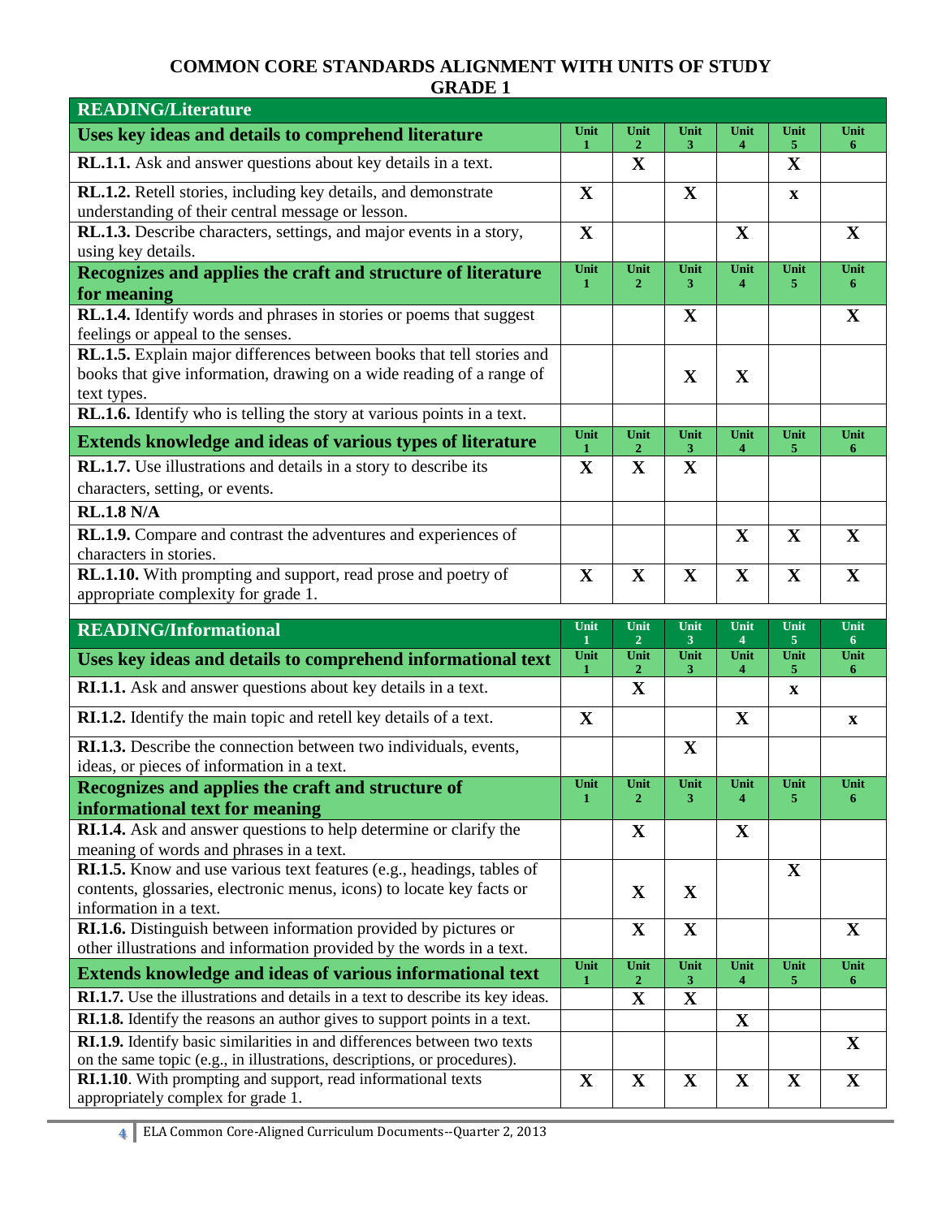# COMMON CORE STANDARDS ALIGNMENT WITH UNITS OF STUDY
## GRADE 1

| READING/Literature | | | | | | |
|---|---|---|---|---|---|---|
| **Uses key ideas and details to comprehend literature** | **Unit 1** | **Unit 2** | **Unit 3** | **Unit 4** | **Unit 5** | **Unit 6** |
| **RL.1.1.** Ask and answer questions about key details in a text. | | X | | | X | |
| **RL.1.2.** Retell stories, including key details, and demonstrate understanding of their central message or lesson. | X | | X | | x | |
| **RL.1.3.** Describe characters, settings, and major events in a story, using key details. | X | | | X | | X |
| **Recognizes and applies the craft and structure of literature for meaning** | **Unit 1** | **Unit 2** | **Unit 3** | **Unit 4** | **Unit 5** | **Unit 6** |
| **RL.1.4.** Identify words and phrases in stories or poems that suggest feelings or appeal to the senses. | | | X | | | X |
| **RL.1.5.** Explain major differences between books that tell stories and books that give information, drawing on a wide reading of a range of text types. | | | X | X | | |
| **RL.1.6.** Identify who is telling the story at various points in a text. | | | | | | |
| **Extends knowledge and ideas of various types of literature** | **Unit 1** | **Unit 2** | **Unit 3** | **Unit 4** | **Unit 5** | **Unit 6** |
| **RL.1.7.** Use illustrations and details in a story to describe its characters, setting, or events. | X | X | X | | | |
| **RL.1.8 N/A** | | | | | | |
| **RL.1.9.** Compare and contrast the adventures and experiences of characters in stories. | | | | X | X | X |
| **RL.1.10.** With prompting and support, read prose and poetry of appropriate complexity for grade 1. | X | X | X | X | X | X |

| READING/Informational | Unit 1 | Unit 2 | Unit 3 | Unit 4 | Unit 5 | Unit 6 |
|---|---|---|---|---|---|---|
| **Uses key ideas and details to comprehend informational text** | **Unit 1** | **Unit 2** | **Unit 3** | **Unit 4** | **Unit 5** | **Unit 6** |
| **RI.1.1.** Ask and answer questions about key details in a text. | | X | | | x | |
| **RI.1.2.** Identify the main topic and retell key details of a text. | X | | | X | | x |
| **RI.1.3.** Describe the connection between two individuals, events, ideas, or pieces of information in a text. | | | X | | | |
| **Recognizes and applies the craft and structure of informational text for meaning** | **Unit 1** | **Unit 2** | **Unit 3** | **Unit 4** | **Unit 5** | **Unit 6** |
| **RI.1.4.** Ask and answer questions to help determine or clarify the meaning of words and phrases in a text. | | X | | X | | |
| **RI.1.5.** Know and use various text features (e.g., headings, tables of contents, glossaries, electronic menus, icons) to locate key facts or information in a text. | | X | X | | X | |
| **RI.1.6.** Distinguish between information provided by pictures or other illustrations and information provided by the words in a text. | | X | X | | | X |
| **Extends knowledge and ideas of various informational text** | **Unit 1** | **Unit 2** | **Unit 3** | **Unit 4** | **Unit 5** | **Unit 6** |
| **RI.1.7.** Use the illustrations and details in a text to describe its key ideas. | | X | X | | | |
| **RI.1.8.** Identify the reasons an author gives to support points in a text. | | | | X | | |
| **RI.1.9.** Identify basic similarities in and differences between two texts on the same topic (e.g., in illustrations, descriptions, or procedures). | | | | | | X |
| **RI.1.10**. With prompting and support, read informational texts appropriately complex for grade 1. | X | X | X | X | X | X |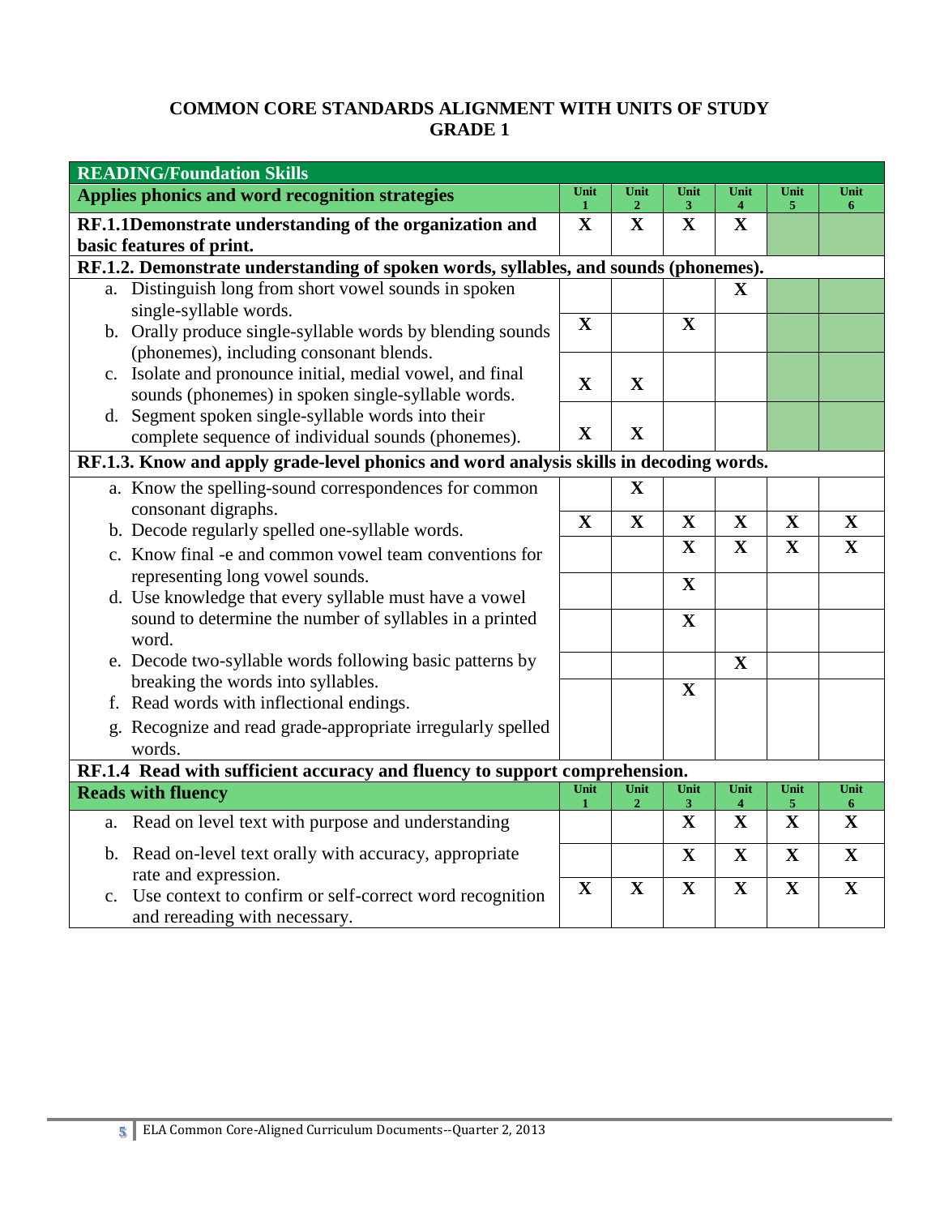## COMMON CORE STANDARDS ALIGNMENT WITH UNITS OF STUDY
## GRADE 1

| READING/Foundation Skills | | | | | | |
|---|---|---|---|---|---|---|
| **Applies phonics and word recognition strategies** | **Unit 1** | **Unit 2** | **Unit 3** | **Unit 4** | **Unit 5** | **Unit 6** |
| **RF.1.1Demonstrate understanding of the organization and basic features of print.** | X | X | X | X | | |
| **RF.1.2. Demonstrate understanding of spoken words, syllables, and sounds (phonemes).** | | | | | | |
| a. Distinguish long from short vowel sounds in spoken single-syllable words. | | | | X | | |
| b. Orally produce single-syllable words by blending sounds (phonemes), including consonant blends. | X | | X | | | |
| c. Isolate and pronounce initial, medial vowel, and final sounds (phonemes) in spoken single-syllable words. | X | X | | | | |
| d. Segment spoken single-syllable words into their complete sequence of individual sounds (phonemes). | X | X | | | | |
| **RF.1.3. Know and apply grade-level phonics and word analysis skills in decoding words.** | | | | | | |
| a. Know the spelling-sound correspondences for common consonant digraphs. | | X | | | | |
| b. Decode regularly spelled one-syllable words. | X | X | X | X | X | X |
| c. Know final -e and common vowel team conventions for representing long vowel sounds. | | | X | X | X | X |
| d. Use knowledge that every syllable must have a vowel sound to determine the number of syllables in a printed word. | | | X | | | |
| e. Decode two-syllable words following basic patterns by breaking the words into syllables. | | | X | | | |
| f. Read words with inflectional endings. | | | | X | | |
| g. Recognize and read grade-appropriate irregularly spelled words. | | | X | | | |
| **RF.1.4 Read with sufficient accuracy and fluency to support comprehension.** | | | | | | |
| **Reads with fluency** | **Unit 1** | **Unit 2** | **Unit 3** | **Unit 4** | **Unit 5** | **Unit 6** |
| a. Read on level text with purpose and understanding | | | X | X | X | X |
| b. Read on-level text orally with accuracy, appropriate rate and expression. | | | X | X | X | X |
| c. Use context to confirm or self-correct word recognition and rereading with necessary. | X | X | X | X | X | X |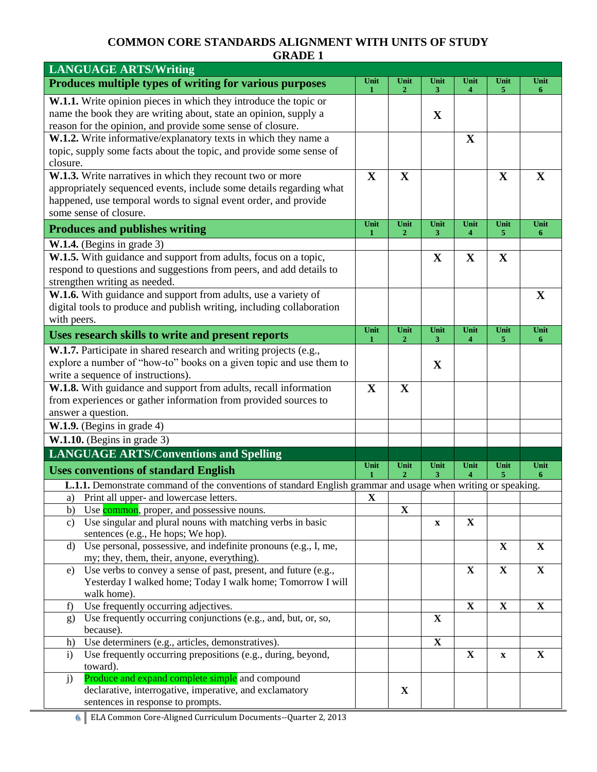# COMMON CORE STANDARDS ALIGNMENT WITH UNITS OF STUDY
## GRADE 1

| LANGUAGE ARTS/Writing | | | | | | |
|---|---|---|---|---|---|---|
| **Produces multiple types of writing for various purposes** | **Unit 1** | **Unit 2** | **Unit 3** | **Unit 4** | **Unit 5** | **Unit 6** |
| **W.1.1.** Write opinion pieces in which they introduce the topic or name the book they are writing about, state an opinion, supply a reason for the opinion, and provide some sense of closure. | | | X | | | |
| **W.1.2.** Write informative/explanatory texts in which they name a topic, supply some facts about the topic, and provide some sense of closure. | | | | X | | |
| **W.1.3.** Write narratives in which they recount two or more appropriately sequenced events, include some details regarding what happened, use temporal words to signal event order, and provide some sense of closure. | X | X | | | X | X |
| **Produces and publishes writing** | **Unit 1** | **Unit 2** | **Unit 3** | **Unit 4** | **Unit 5** | **Unit 6** |
| **W.1.4.** (Begins in grade 3) | | | | | | |
| **W.1.5.** With guidance and support from adults, focus on a topic, respond to questions and suggestions from peers, and add details to strengthen writing as needed. | | | X | X | X | |
| **W.1.6.** With guidance and support from adults, use a variety of digital tools to produce and publish writing, including collaboration with peers. | | | | | | X |
| **Uses research skills to write and present reports** | **Unit 1** | **Unit 2** | **Unit 3** | **Unit 4** | **Unit 5** | **Unit 6** |
| **W.1.7.** Participate in shared research and writing projects (e.g., explore a number of "how-to" books on a given topic and use them to write a sequence of instructions). | | | X | | | |
| **W.1.8.** With guidance and support from adults, recall information from experiences or gather information from provided sources to answer a question. | X | X | | | | |
| **W.1.9.** (Begins in grade 4) | | | | | | |
| **W.1.10.** (Begins in grade 3) | | | | | | |

| LANGUAGE ARTS/Conventions and Spelling | | | | | | |
|---|---|---|---|---|---|---|
| **Uses conventions of standard English** | **Unit 1** | **Unit 2** | **Unit 3** | **Unit 4** | **Unit 5** | **Unit 6** |
| **L.1.1.** Demonstrate command of the conventions of standard English grammar and usage when writing or speaking. | | | | | | |
| a) Print all upper- and lowercase letters. | X | | | | | |
| b) Use common, proper, and possessive nouns. | | X | | | | |
| c) Use singular and plural nouns with matching verbs in basic sentences (e.g., He hops; We hop). | | | x | X | | |
| d) Use personal, possessive, and indefinite pronouns (e.g., I, me, my; they, them, their, anyone, everything). | | | | | X | X |
| e) Use verbs to convey a sense of past, present, and future (e.g., Yesterday I walked home; Today I walk home; Tomorrow I will walk home). | | | | X | X | X |
| f) Use frequently occurring adjectives. | | | | X | X | X |
| g) Use frequently occurring conjunctions (e.g., and, but, or, so, because). | | | X | | | |
| h) Use determiners (e.g., articles, demonstratives). | | | X | | | |
| i) Use frequently occurring prepositions (e.g., during, beyond, toward). | | | | X | x | X |
| j) Produce and expand complete simple and compound declarative, interrogative, imperative, and exclamatory sentences in response to prompts. | | X | | | | |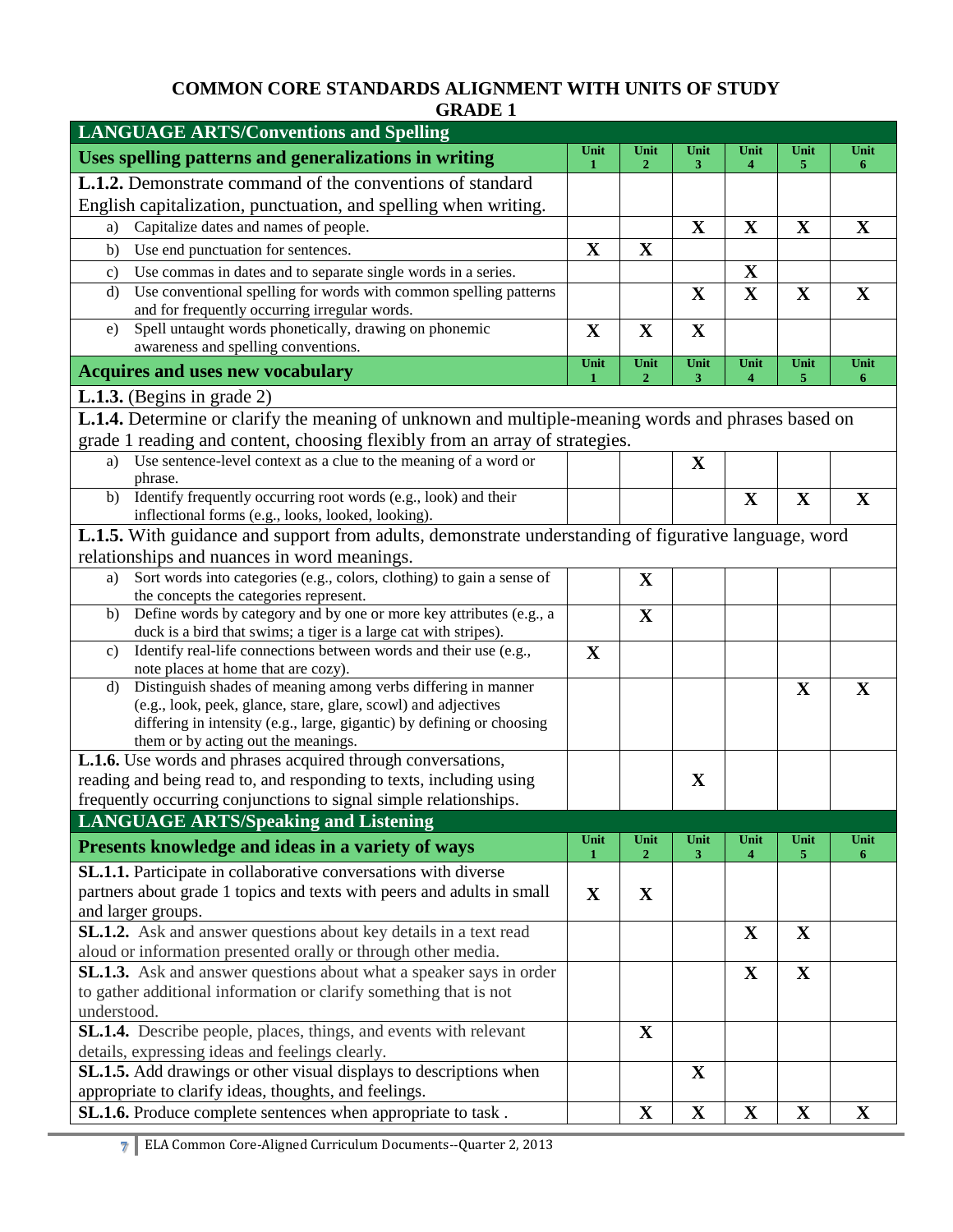# COMMON CORE STANDARDS ALIGNMENT WITH UNITS OF STUDY
## GRADE 1

| LANGUAGE ARTS/Conventions and Spelling | | | | | | |
|---|---|---|---|---|---|---|
| **Uses spelling patterns and generalizations in writing** | **Unit 1** | **Unit 2** | **Unit 3** | **Unit 4** | **Unit 5** | **Unit 6** |
| **L.1.2.** Demonstrate command of the conventions of standard English capitalization, punctuation, and spelling when writing. | | | | | | |
| a) Capitalize dates and names of people. | | | X | X | X | X |
| b) Use end punctuation for sentences. | X | X | | | | |
| c) Use commas in dates and to separate single words in a series. | | | | X | | |
| d) Use conventional spelling for words with common spelling patterns and for frequently occurring irregular words. | | | X | X | X | X |
| e) Spell untaught words phonetically, drawing on phonemic awareness and spelling conventions. | X | X | X | | | |
| **Acquires and uses new vocabulary** | **Unit 1** | **Unit 2** | **Unit 3** | **Unit 4** | **Unit 5** | **Unit 6** |
| **L.1.3.** (Begins in grade 2) | | | | | | |
| **L.1.4.** Determine or clarify the meaning of unknown and multiple-meaning words and phrases based on grade 1 reading and content, choosing flexibly from an array of strategies. | | | | | | |
| a) Use sentence-level context as a clue to the meaning of a word or phrase. | | | X | | | |
| b) Identify frequently occurring root words (e.g., look) and their inflectional forms (e.g., looks, looked, looking). | | | | X | X | X |
| **L.1.5.** With guidance and support from adults, demonstrate understanding of figurative language, word relationships and nuances in word meanings. | | | | | | |
| a) Sort words into categories (e.g., colors, clothing) to gain a sense of the concepts the categories represent. | | X | | | | |
| b) Define words by category and by one or more key attributes (e.g., a duck is a bird that swims; a tiger is a large cat with stripes). | | X | | | | |
| c) Identify real-life connections between words and their use (e.g., note places at home that are cozy). | X | | | | | |
| d) Distinguish shades of meaning among verbs differing in manner (e.g., look, peek, glance, stare, glare, scowl) and adjectives differing in intensity (e.g., large, gigantic) by defining or choosing them or by acting out the meanings. | | | | | X | X |
| **L.1.6.** Use words and phrases acquired through conversations, reading and being read to, and responding to texts, including using frequently occurring conjunctions to signal simple relationships. | | | X | | | |

| LANGUAGE ARTS/Speaking and Listening | | | | | | |
|---|---|---|---|---|---|---|
| **Presents knowledge and ideas in a variety of ways** | **Unit 1** | **Unit 2** | **Unit 3** | **Unit 4** | **Unit 5** | **Unit 6** |
| **SL.1.1.** Participate in collaborative conversations with diverse partners about grade 1 topics and texts with peers and adults in small and larger groups. | X | X | | | | |
| **SL.1.2.** Ask and answer questions about key details in a text read aloud or information presented orally or through other media. | | | | X | X | |
| **SL.1.3.** Ask and answer questions about what a speaker says in order to gather additional information or clarify something that is not understood. | | | | X | X | |
| **SL.1.4.** Describe people, places, things, and events with relevant details, expressing ideas and feelings clearly. | | X | | | | |
| **SL.1.5.** Add drawings or other visual displays to descriptions when appropriate to clarify ideas, thoughts, and feelings. | | | X | | | |
| **SL.1.6.** Produce complete sentences when appropriate to task . | | X | X | X | X | X |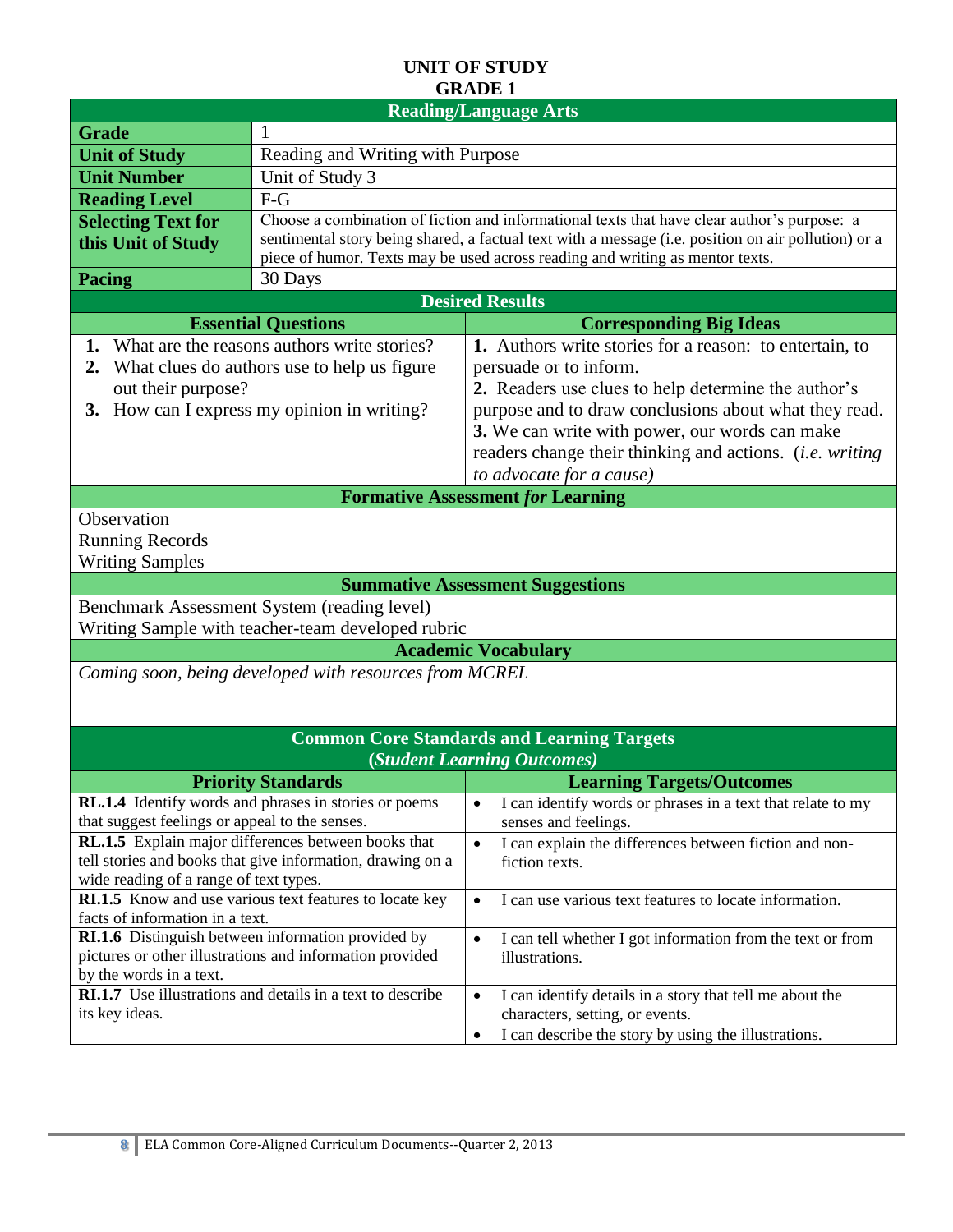# UNIT OF STUDY
## GRADE 1

| Reading/Language Arts | |
|---|---|
| **Grade** | 1 |
| **Unit of Study** | Reading and Writing with Purpose |
| **Unit Number** | Unit of Study 3 |
| **Reading Level** | F-G |
| **Selecting Text for this Unit of Study** | Choose a combination of fiction and informational texts that have clear author's purpose: a sentimental story being shared, a factual text with a message (i.e. position on air pollution) or a piece of humor. Texts may be used across reading and writing as mentor texts. |
| **Pacing** | 30 Days |

### Desired Results

| Essential Questions | Corresponding Big Ideas |
|---|---|
| **1.** What are the reasons authors write stories?<br>**2.** What clues do authors use to help us figure out their purpose?<br>**3.** How can I express my opinion in writing? | **1.** Authors write stories for a reason: to entertain, to persuade or to inform.<br>**2.** Readers use clues to help determine the author's purpose and to draw conclusions about what they read.<br>**3.** We can write with power, our words can make readers change their thinking and actions. (*i.e. writing to advocate for a cause)* |

### Formative Assessment *for* Learning

Observation
Running Records
Writing Samples

### Summative Assessment Suggestions

Benchmark Assessment System (reading level)
Writing Sample with teacher-team developed rubric

### Academic Vocabulary

*Coming soon, being developed with resources from MCREL*

### Common Core Standards and Learning Targets (*Student Learning Outcomes)*

| Priority Standards | Learning Targets/Outcomes |
|---|---|
| **RL.1.4** Identify words and phrases in stories or poems that suggest feelings or appeal to the senses. | • I can identify words or phrases in a text that relate to my senses and feelings. |
| **RL.1.5** Explain major differences between books that tell stories and books that give information, drawing on a wide reading of a range of text types. | • I can explain the differences between fiction and non-fiction texts. |
| **RI.1.5** Know and use various text features to locate key facts of information in a text. | • I can use various text features to locate information. |
| **RI.1.6** Distinguish between information provided by pictures or other illustrations and information provided by the words in a text. | • I can tell whether I got information from the text or from illustrations. |
| **RI.1.7** Use illustrations and details in a text to describe its key ideas. | • I can identify details in a story that tell me about the characters, setting, or events.<br>• I can describe the story by using the illustrations. |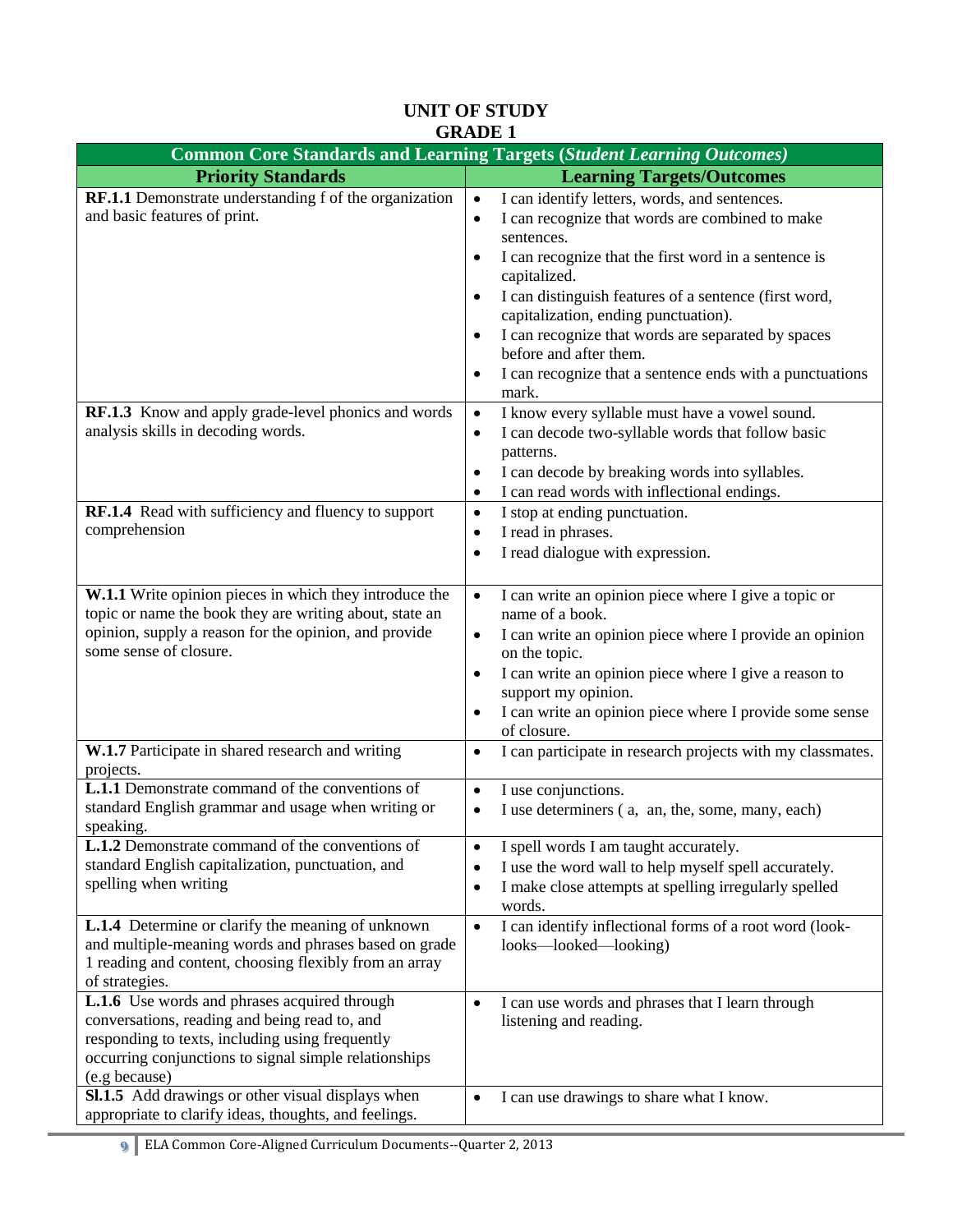# UNIT OF STUDY
## GRADE 1

| Common Core Standards and Learning Targets (*Student Learning Outcomes*) | |
|---|---|
| **Priority Standards** | **Learning Targets/Outcomes** |
| **RF.1.1** Demonstrate understanding f of the organization and basic features of print. | • I can identify letters, words, and sentences.<br>• I can recognize that words are combined to make sentences.<br>• I can recognize that the first word in a sentence is capitalized.<br>• I can distinguish features of a sentence (first word, capitalization, ending punctuation).<br>• I can recognize that words are separated by spaces before and after them.<br>• I can recognize that a sentence ends with a punctuations mark. |
| **RF.1.3** Know and apply grade-level phonics and words analysis skills in decoding words. | • I know every syllable must have a vowel sound.<br>• I can decode two-syllable words that follow basic patterns.<br>• I can decode by breaking words into syllables.<br>• I can read words with inflectional endings. |
| **RF.1.4** Read with sufficiency and fluency to support comprehension | • I stop at ending punctuation.<br>• I read in phrases.<br>• I read dialogue with expression. |
| **W.1.1** Write opinion pieces in which they introduce the topic or name the book they are writing about, state an opinion, supply a reason for the opinion, and provide some sense of closure. | • I can write an opinion piece where I give a topic or name of a book.<br>• I can write an opinion piece where I provide an opinion on the topic.<br>• I can write an opinion piece where I give a reason to support my opinion.<br>• I can write an opinion piece where I provide some sense of closure. |
| **W.1.7** Participate in shared research and writing projects. | • I can participate in research projects with my classmates. |
| **L.1.1** Demonstrate command of the conventions of standard English grammar and usage when writing or speaking. | • I use conjunctions.<br>• I use determiners ( a, an, the, some, many, each) |
| **L.1.2** Demonstrate command of the conventions of standard English capitalization, punctuation, and spelling when writing | • I spell words I am taught accurately.<br>• I use the word wall to help myself spell accurately.<br>• I make close attempts at spelling irregularly spelled words. |
| **L.1.4** Determine or clarify the meaning of unknown and multiple-meaning words and phrases based on grade 1 reading and content, choosing flexibly from an array of strategies. | • I can identify inflectional forms of a root word (look-looks—looked—looking) |
| **L.1.6** Use words and phrases acquired through conversations, reading and being read to, and responding to texts, including using frequently occurring conjunctions to signal simple relationships (e.g because) | • I can use words and phrases that I learn through listening and reading. |
| **Sl.1.5** Add drawings or other visual displays when appropriate to clarify ideas, thoughts, and feelings. | • I can use drawings to share what I know. |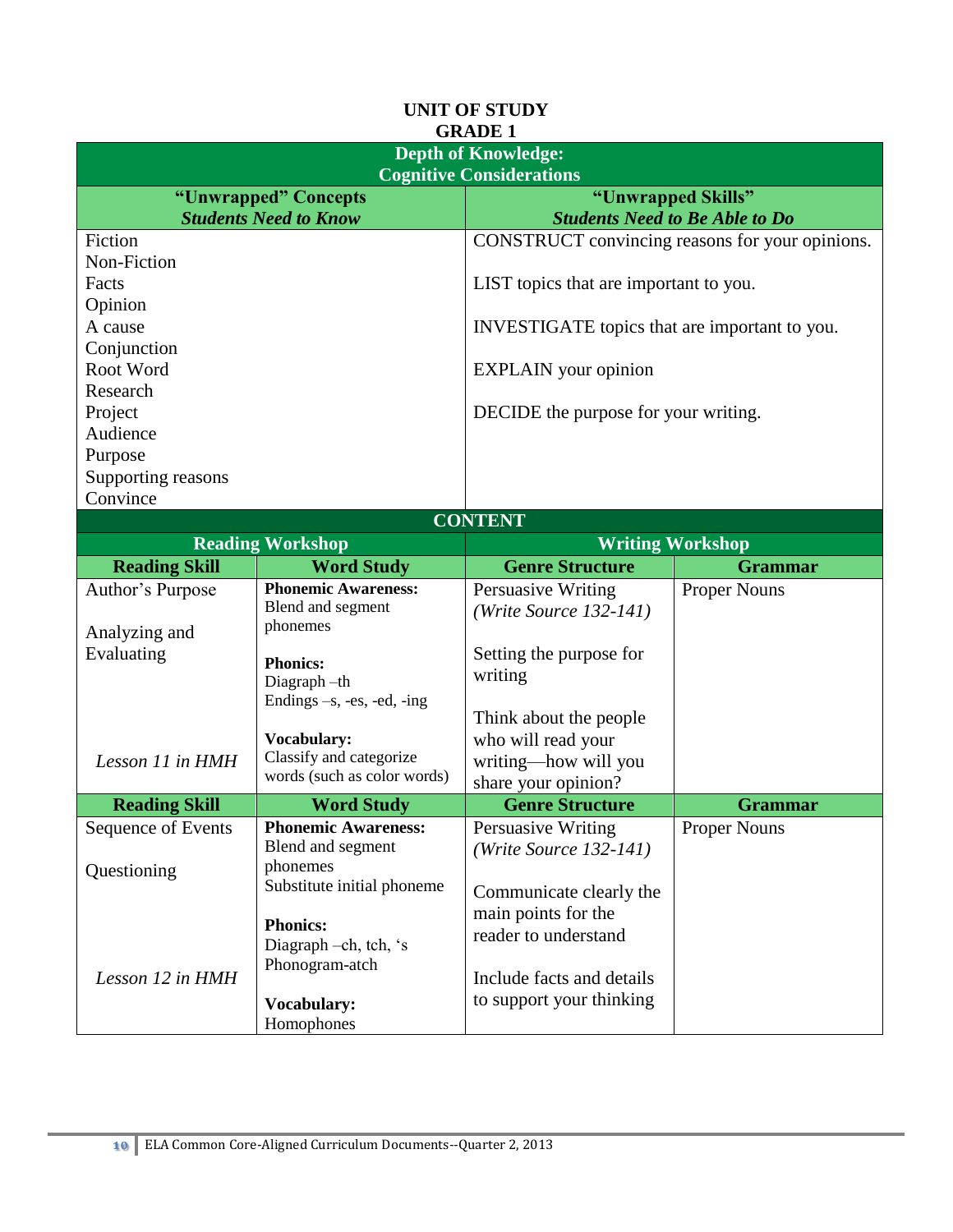# UNIT OF STUDY
## GRADE 1

| **Depth of Knowledge: Cognitive Considerations** | |
|---|---|
| **"Unwrapped" Concepts** ***Students Need to Know*** | **"Unwrapped Skills"** ***Students Need to Be Able to Do*** |
| Fiction<br>Non-Fiction<br>Facts<br>Opinion<br>A cause<br>Conjunction<br>Root Word<br>Research<br>Project<br>Audience<br>Purpose<br>Supporting reasons<br>Convince | CONSTRUCT convincing reasons for your opinions.<br><br>LIST topics that are important to you.<br><br>INVESTIGATE topics that are important to you.<br><br>EXPLAIN your opinion<br><br>DECIDE the purpose for your writing. |

| **CONTENT** | | | |
|---|---|---|---|
| **Reading Workshop** | | **Writing Workshop** | |
| **Reading Skill** | **Word Study** | **Genre Structure** | **Grammar** |
| Author's Purpose<br><br>Analyzing and Evaluating<br><br>*Lesson 11 in HMH* | **Phonemic Awareness:**<br>Blend and segment phonemes<br><br>**Phonics:**<br>Diagraph –th<br>Endings –s, -es, -ed, -ing<br><br>**Vocabulary:**<br>Classify and categorize words (such as color words) | Persuasive Writing<br>*(Write Source 132-141)*<br><br>Setting the purpose for writing<br><br>Think about the people who will read your writing—how will you share your opinion? | Proper Nouns |
| **Reading Skill** | **Word Study** | **Genre Structure** | **Grammar** |
| Sequence of Events<br><br>Questioning<br><br>*Lesson 12 in HMH* | **Phonemic Awareness:**<br>Blend and segment phonemes<br>Substitute initial phoneme<br><br>**Phonics:**<br>Diagraph –ch, tch, 's<br>Phonogram-atch<br><br>**Vocabulary:**<br>Homophones | Persuasive Writing<br>*(Write Source 132-141)*<br><br>Communicate clearly the main points for the reader to understand<br><br>Include facts and details to support your thinking | Proper Nouns |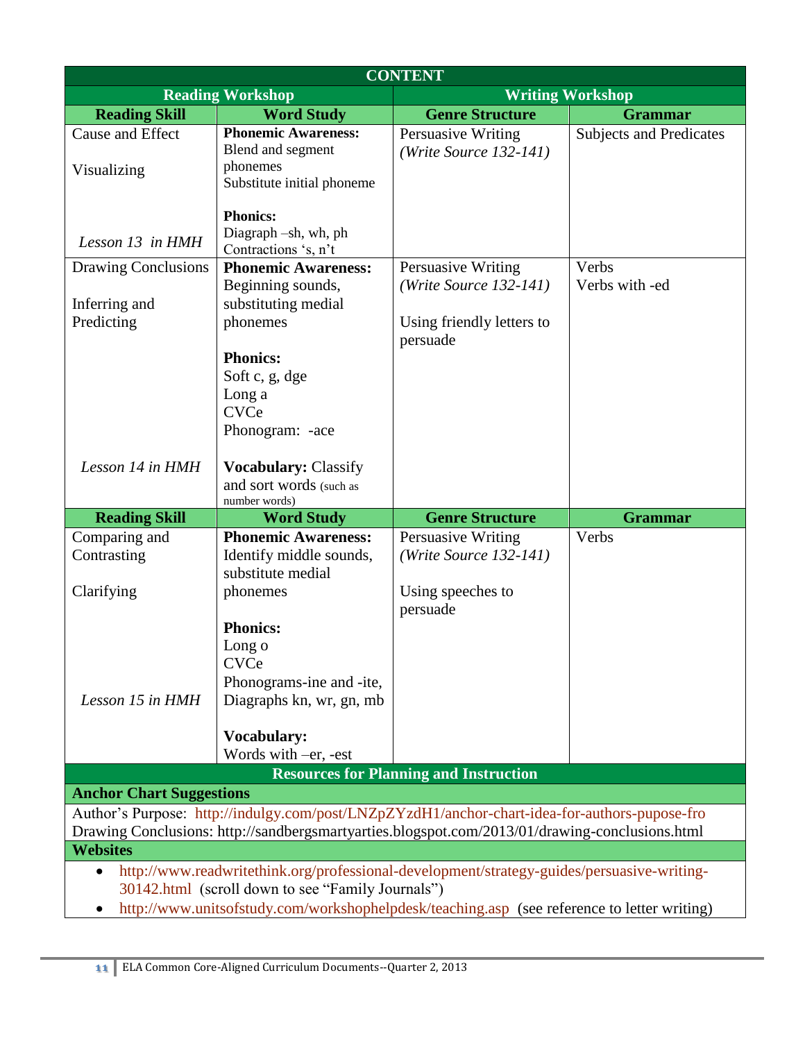| CONTENT | | | |
|---|---|---|---|
| **Reading Workshop** | | **Writing Workshop** | |
| **Reading Skill** | **Word Study** | **Genre Structure** | **Grammar** |
| Cause and Effect<br><br>Visualizing<br><br>*Lesson 13 in HMH* | **Phonemic Awareness:**<br>Blend and segment phonemes<br>Substitute initial phoneme<br><br>**Phonics:**<br>Diagraph –sh, wh, ph<br>Contractions 's, n't | Persuasive Writing<br>*(Write Source 132-141)* | Subjects and Predicates |
| Drawing Conclusions<br><br>Inferring and Predicting<br><br>*Lesson 14 in HMH* | **Phonemic Awareness:**<br>Beginning sounds, substituting medial phonemes<br><br>**Phonics:**<br>Soft c, g, dge<br>Long a<br>CVCe<br>Phonogram: -ace<br><br>**Vocabulary:** Classify and sort words (such as number words) | Persuasive Writing<br>*(Write Source 132-141)*<br><br>Using friendly letters to persuade | Verbs<br>Verbs with -ed |
| **Reading Skill** | **Word Study** | **Genre Structure** | **Grammar** |
| Comparing and Contrasting<br><br>Clarifying<br><br>*Lesson 15 in HMH* | **Phonemic Awareness:**<br>Identify middle sounds, substitute medial phonemes<br><br>**Phonics:**<br>Long o<br>CVCe<br>Phonograms-ine and -ite,<br>Diagraphs kn, wr, gn, mb<br><br>**Vocabulary:**<br>Words with –er, -est | Persuasive Writing<br>*(Write Source 132-141)*<br><br>Using speeches to persuade | Verbs |

## Resources for Planning and Instruction

**Anchor Chart Suggestions**

Author's Purpose: http://indulgy.com/post/LNZpZYzdH1/anchor-chart-idea-for-authors-pupose-fro
Drawing Conclusions: http://sandbergsmartyarties.blogspot.com/2013/01/drawing-conclusions.html

**Websites**

- http://www.readwritethink.org/professional-development/strategy-guides/persuasive-writing-30142.html (scroll down to see "Family Journals")
- http://www.unitsofstudy.com/workshophelpdesk/teaching.asp (see reference to letter writing)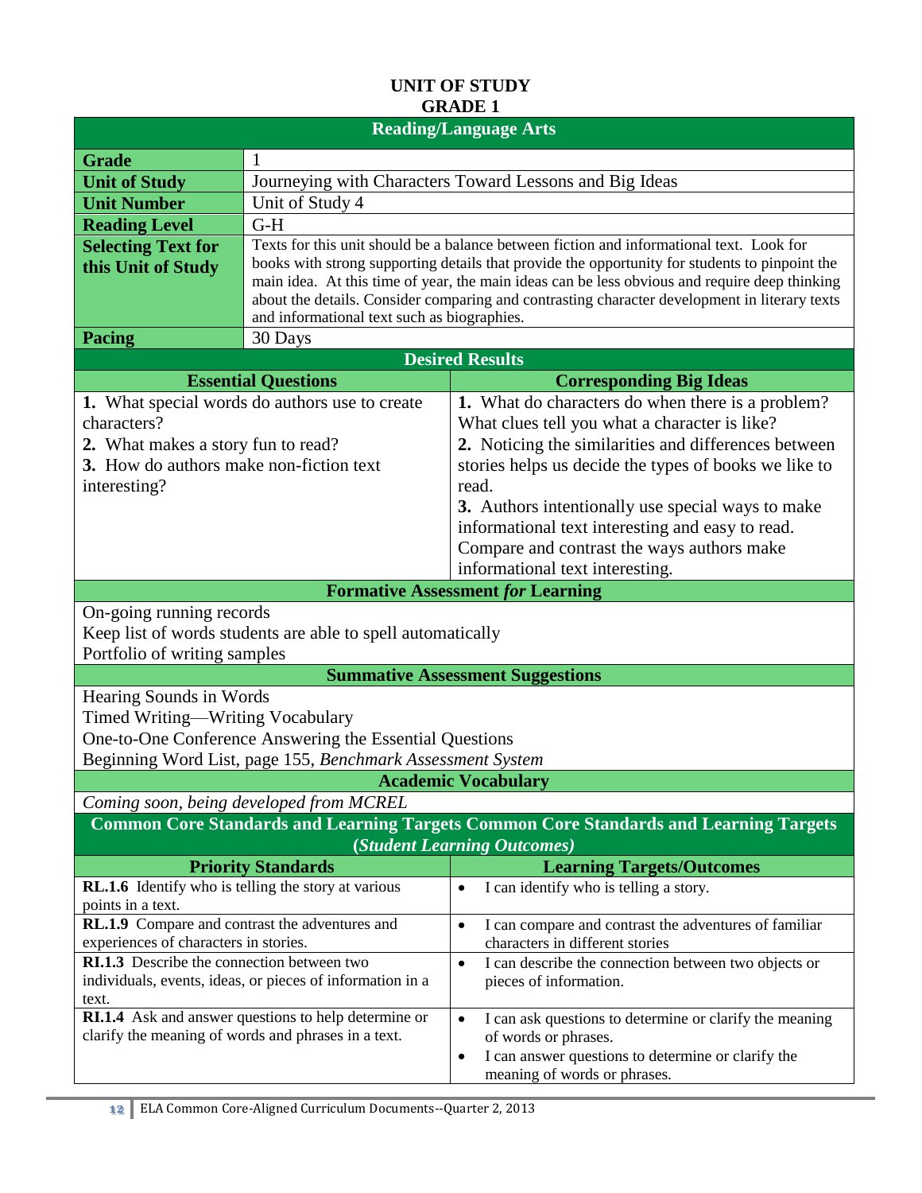# UNIT OF STUDY
# GRADE 1

## Reading/Language Arts

| | |
|---|---|
| **Grade** | 1 |
| **Unit of Study** | Journeying with Characters Toward Lessons and Big Ideas |
| **Unit Number** | Unit of Study 4 |
| **Reading Level** | G-H |
| **Selecting Text for this Unit of Study** | Texts for this unit should be a balance between fiction and informational text. Look for books with strong supporting details that provide the opportunity for students to pinpoint the main idea. At this time of year, the main ideas can be less obvious and require deep thinking about the details. Consider comparing and contrasting character development in literary texts and informational text such as biographies. |
| **Pacing** | 30 Days |

### Desired Results

| Essential Questions | Corresponding Big Ideas |
|---|---|
| **1.** What special words do authors use to create characters?<br>**2.** What makes a story fun to read?<br>**3.** How do authors make non-fiction text interesting? | **1.** What do characters do when there is a problem? What clues tell you what a character is like?<br>**2.** Noticing the similarities and differences between stories helps us decide the types of books we like to read.<br>**3.** Authors intentionally use special ways to make informational text interesting and easy to read. Compare and contrast the ways authors make informational text interesting. |

### Formative Assessment *for* Learning

On-going running records  
Keep list of words students are able to spell automatically  
Portfolio of writing samples

### Summative Assessment Suggestions

Hearing Sounds in Words  
Timed Writing—Writing Vocabulary  
One-to-One Conference Answering the Essential Questions  
Beginning Word List, page 155, *Benchmark Assessment System*

### Academic Vocabulary

*Coming soon, being developed from MCREL*

### Common Core Standards and Learning Targets Common Core Standards and Learning Targets (*Student Learning Outcomes*)

| Priority Standards | Learning Targets/Outcomes |
|---|---|
| **RL.1.6** Identify who is telling the story at various points in a text. | • I can identify who is telling a story. |
| **RL.1.9** Compare and contrast the adventures and experiences of characters in stories. | • I can compare and contrast the adventures of familiar characters in different stories |
| **RI.1.3** Describe the connection between two individuals, events, ideas, or pieces of information in a text. | • I can describe the connection between two objects or pieces of information. |
| **RI.1.4** Ask and answer questions to help determine or clarify the meaning of words and phrases in a text. | • I can ask questions to determine or clarify the meaning of words or phrases.<br>• I can answer questions to determine or clarify the meaning of words or phrases. |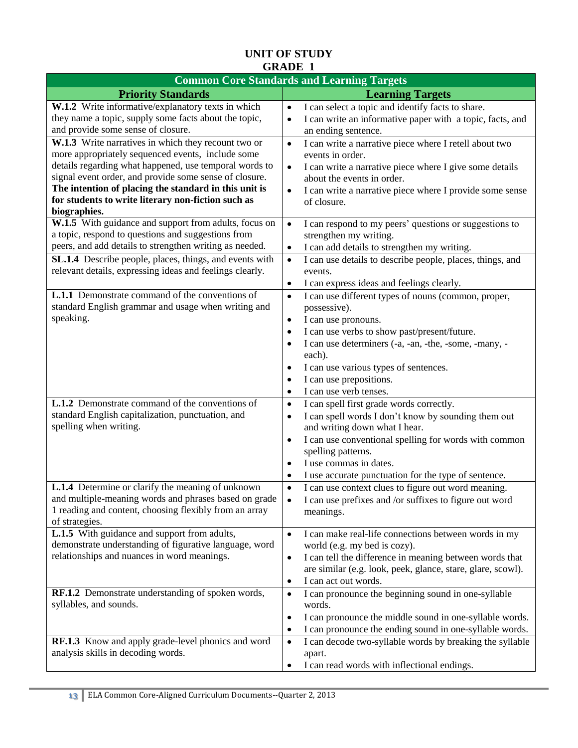# UNIT OF STUDY
## GRADE 1

| Common Core Standards and Learning Targets | |
|---|---|
| **Priority Standards** | **Learning Targets** |
| **W.1.2** Write informative/explanatory texts in which they name a topic, supply some facts about the topic, and provide some sense of closure. | • I can select a topic and identify facts to share.<br>• I can write an informative paper with a topic, facts, and an ending sentence. |
| **W.1.3** Write narratives in which they recount two or more appropriately sequenced events, include some details regarding what happened, use temporal words to signal event order, and provide some sense of closure. **The intention of placing the standard in this unit is for students to write literary non-fiction such as biographies.** | • I can write a narrative piece where I retell about two events in order.<br>• I can write a narrative piece where I give some details about the events in order.<br>• I can write a narrative piece where I provide some sense of closure. |
| **W.1.5** With guidance and support from adults, focus on a topic, respond to questions and suggestions from peers, and add details to strengthen writing as needed. | • I can respond to my peers' questions or suggestions to strengthen my writing.<br>• I can add details to strengthen my writing. |
| **SL.1.4** Describe people, places, things, and events with relevant details, expressing ideas and feelings clearly. | • I can use details to describe people, places, things, and events.<br>• I can express ideas and feelings clearly. |
| **L.1.1** Demonstrate command of the conventions of standard English grammar and usage when writing and speaking. | • I can use different types of nouns (common, proper, possessive).<br>• I can use pronouns.<br>• I can use verbs to show past/present/future.<br>• I can use determiners (-a, -an, -the, -some, -many, -each).<br>• I can use various types of sentences.<br>• I can use prepositions.<br>• I can use verb tenses. |
| **L.1.2** Demonstrate command of the conventions of standard English capitalization, punctuation, and spelling when writing. | • I can spell first grade words correctly.<br>• I can spell words I don't know by sounding them out and writing down what I hear.<br>• I can use conventional spelling for words with common spelling patterns.<br>• I use commas in dates.<br>• I use accurate punctuation for the type of sentence. |
| **L.1.4** Determine or clarify the meaning of unknown and multiple-meaning words and phrases based on grade 1 reading and content, choosing flexibly from an array of strategies. | • I can use context clues to figure out word meaning.<br>• I can use prefixes and /or suffixes to figure out word meanings. |
| **L.1.5** With guidance and support from adults, demonstrate understanding of figurative language, word relationships and nuances in word meanings. | • I can make real-life connections between words in my world (e.g. my bed is cozy).<br>• I can tell the difference in meaning between words that are similar (e.g. look, peek, glance, stare, glare, scowl).<br>• I can act out words. |
| **RF.1.2** Demonstrate understanding of spoken words, syllables, and sounds. | • I can pronounce the beginning sound in one-syllable words.<br>• I can pronounce the middle sound in one-syllable words.<br>• I can pronounce the ending sound in one-syllable words. |
| **RF.1.3** Know and apply grade-level phonics and word analysis skills in decoding words. | • I can decode two-syllable words by breaking the syllable apart.<br>• I can read words with inflectional endings. |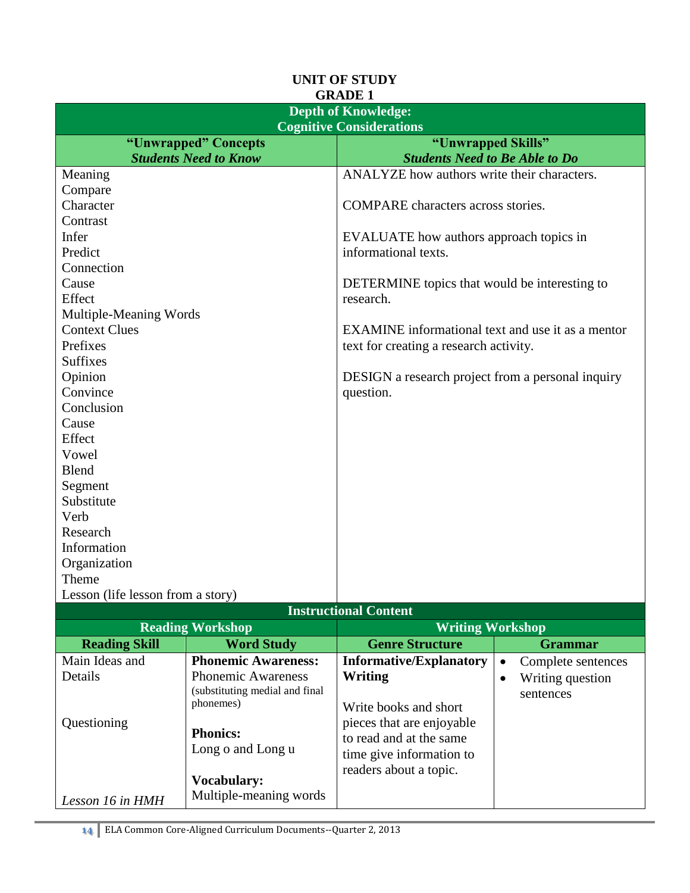# UNIT OF STUDY
## GRADE 1

| Depth of Knowledge: Cognitive Considerations | |
|---|---|
| **"Unwrapped" Concepts** ***Students Need to Know*** | **"Unwrapped Skills"** ***Students Need to Be Able to Do*** |
| Meaning<br>Compare<br>Character<br>Contrast<br>Infer<br>Predict<br>Connection<br>Cause<br>Effect<br>Multiple-Meaning Words<br>Context Clues<br>Prefixes<br>Suffixes<br>Opinion<br>Convince<br>Conclusion<br>Cause<br>Effect<br>Vowel<br>Blend<br>Segment<br>Substitute<br>Verb<br>Research<br>Information<br>Organization<br>Theme<br>Lesson (life lesson from a story) | ANALYZE how authors write their characters.<br><br>COMPARE characters across stories.<br><br>EVALUATE how authors approach topics in informational texts.<br><br>DETERMINE topics that would be interesting to research.<br><br>EXAMINE informational text and use it as a mentor text for creating a research activity.<br><br>DESIGN a research project from a personal inquiry question. |

| Instructional Content | | | |
|---|---|---|---|
| **Reading Workshop** | | **Writing Workshop** | |
| **Reading Skill** | **Word Study** | **Genre Structure** | **Grammar** |
| Main Ideas and Details<br><br>Questioning<br><br>*Lesson 16 in HMH* | **Phonemic Awareness:**<br>Phonemic Awareness (substituting medial and final phonemes)<br><br>**Phonics:**<br>Long o and Long u<br><br>**Vocabulary:**<br>Multiple-meaning words | **Informative/Explanatory Writing**<br><br>Write books and short pieces that are enjoyable to read and at the same time give information to readers about a topic. | • Complete sentences<br>• Writing question sentences |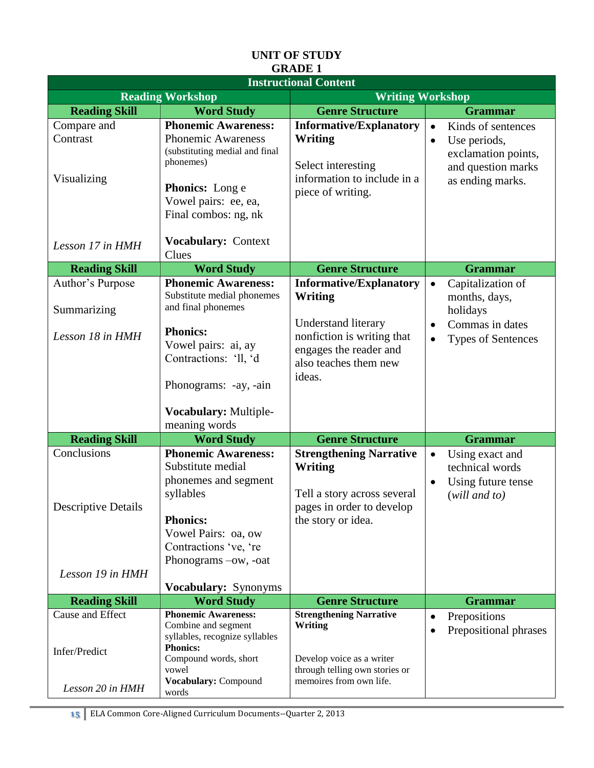# UNIT OF STUDY
## GRADE 1

| Instructional Content | | | |
|---|---|---|---|
| **Reading Workshop** | | **Writing Workshop** | |
| **Reading Skill** | **Word Study** | **Genre Structure** | **Grammar** |
| Compare and Contrast<br><br>Visualizing<br><br>*Lesson 17 in HMH* | **Phonemic Awareness:** Phonemic Awareness (substituting medial and final phonemes)<br><br>**Phonics:** Long e<br>Vowel pairs: ee, ea,<br>Final combos: ng, nk<br><br>**Vocabulary:** Context Clues | **Informative/Explanatory Writing**<br><br>Select interesting information to include in a piece of writing. | • Kinds of sentences<br>• Use periods, exclamation points, and question marks as ending marks. |
| **Reading Skill** | **Word Study** | **Genre Structure** | **Grammar** |
| Author's Purpose<br><br>Summarizing<br><br>*Lesson 18 in HMH* | **Phonemic Awareness:** Substitute medial phonemes and final phonemes<br><br>**Phonics:**<br>Vowel pairs: ai, ay<br>Contractions: 'll, 'd<br><br>Phonograms: -ay, -ain<br><br>**Vocabulary:** Multiple-meaning words | **Informative/Explanatory Writing**<br><br>Understand literary nonfiction is writing that engages the reader and also teaches them new ideas. | • Capitalization of months, days, holidays<br>• Commas in dates<br>• Types of Sentences |
| **Reading Skill** | **Word Study** | **Genre Structure** | **Grammar** |
| Conclusions<br><br>Descriptive Details<br><br>*Lesson 19 in HMH* | **Phonemic Awareness:** Substitute medial phonemes and segment syllables<br><br>**Phonics:**<br>Vowel Pairs: oa, ow<br>Contractions 've, 're<br>Phonograms –ow, -oat<br><br>**Vocabulary:** Synonyms | **Strengthening Narrative Writing**<br><br>Tell a story across several pages in order to develop the story or idea. | • Using exact and technical words<br>• Using future tense (*will and to)* |
| **Reading Skill** | **Word Study** | **Genre Structure** | **Grammar** |
| Cause and Effect<br><br>Infer/Predict<br><br>*Lesson 20 in HMH* | **Phonemic Awareness:** Combine and segment syllables, recognize syllables<br>**Phonics:** Compound words, short vowel<br>**Vocabulary:** Compound words | **Strengthening Narrative Writing**<br><br>Develop voice as a writer through telling own stories or memoires from own life. | • Prepositions<br>• Prepositional phrases |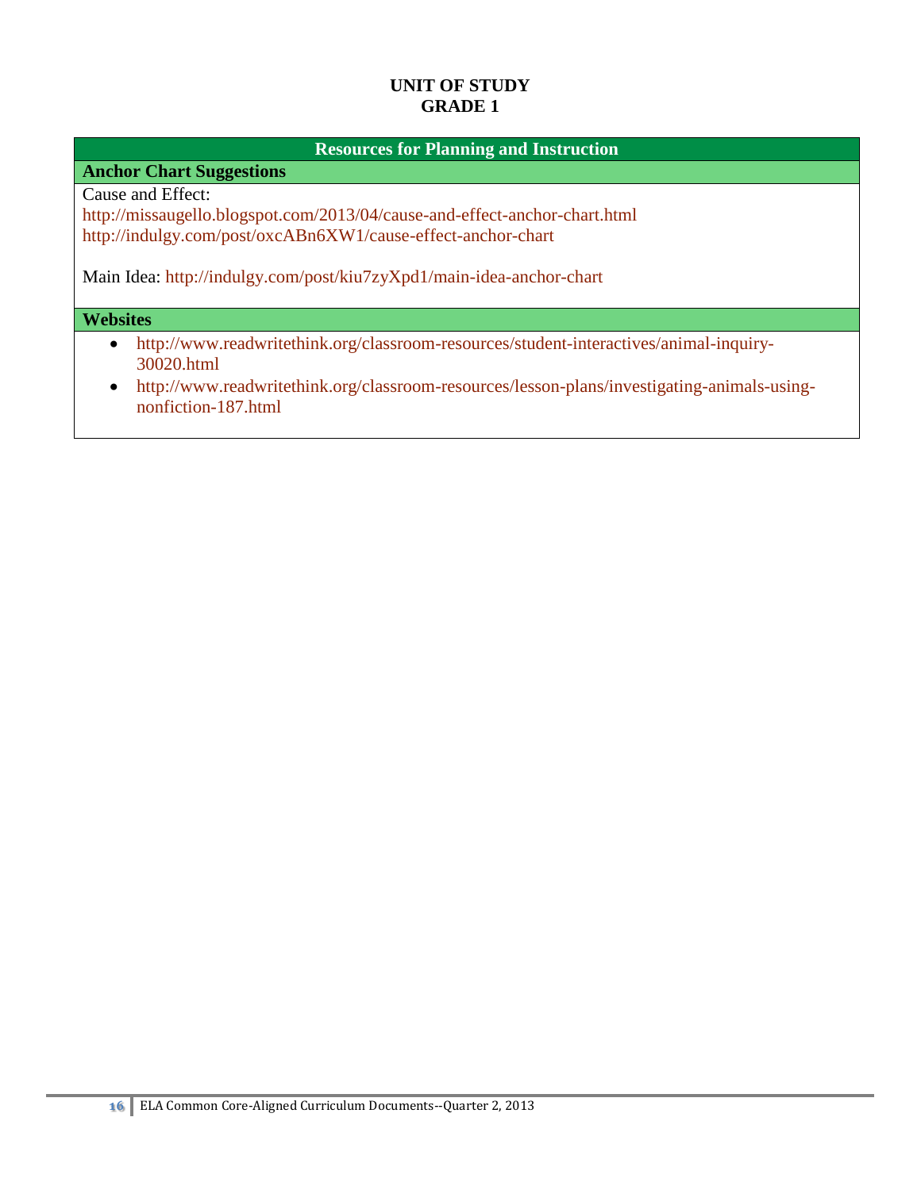**UNIT OF STUDY**
**GRADE 1**

## Resources for Planning and Instruction

### Anchor Chart Suggestions

Cause and Effect:
http://missaugello.blogspot.com/2013/04/cause-and-effect-anchor-chart.html
http://indulgy.com/post/oxcABn6XW1/cause-effect-anchor-chart

Main Idea: http://indulgy.com/post/kiu7zyXpd1/main-idea-anchor-chart

### Websites

- http://www.readwritethink.org/classroom-resources/student-interactives/animal-inquiry-30020.html
- http://www.readwritethink.org/classroom-resources/lesson-plans/investigating-animals-using-nonfiction-187.html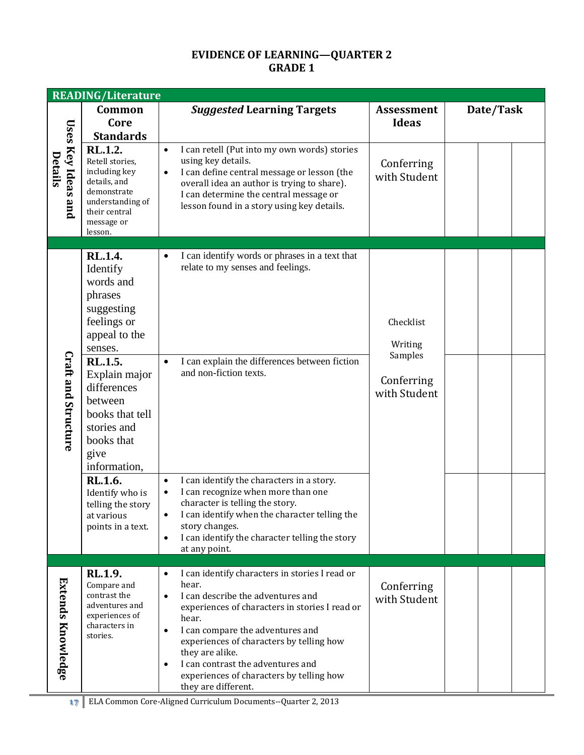# EVIDENCE OF LEARNING—QUARTER 2
# GRADE 1

| READING/Literature | | | | | | |
|---|---|---|---|---|---|---|
| | **Common Core Standards** | ***Suggested* Learning Targets** | **Assessment Ideas** | **Date/Task** | | |
| **Uses Key Ideas and Details** | **RL.1.2.** Retell stories, including key details, and demonstrate understanding of their central message or lesson. | • I can retell (Put into my own words) stories using key details.<br>• I can define central message or lesson (the overall idea an author is trying to share). I can determine the central message or lesson found in a story using key details. | Conferring with Student | | | |
| **Craft and Structure** | **RL.1.4.** Identify words and phrases suggesting feelings or appeal to the senses. | • I can identify words or phrases in a text that relate to my senses and feelings. | Checklist<br><br>Writing Samples<br><br>Conferring with Student | | | |
| | **RL.1.5.** Explain major differences between books that tell stories and books that give information, | • I can explain the differences between fiction and non-fiction texts. | | | | |
| | **RL.1.6.** Identify who is telling the story at various points in a text. | • I can identify the characters in a story.<br>• I can recognize when more than one character is telling the story.<br>• I can identify when the character telling the story changes.<br>• I can identify the character telling the story at any point. | | | | |
| **Extends Knowledge** | **RL.1.9.** Compare and contrast the adventures and experiences of characters in stories. | • I can identify characters in stories I read or hear.<br>• I can describe the adventures and experiences of characters in stories I read or hear.<br>• I can compare the adventures and experiences of characters by telling how they are alike.<br>• I can contrast the adventures and experiences of characters by telling how they are different. | Conferring with Student | | | |

ELA Common Core-Aligned Curriculum Documents--Quarter 2, 2013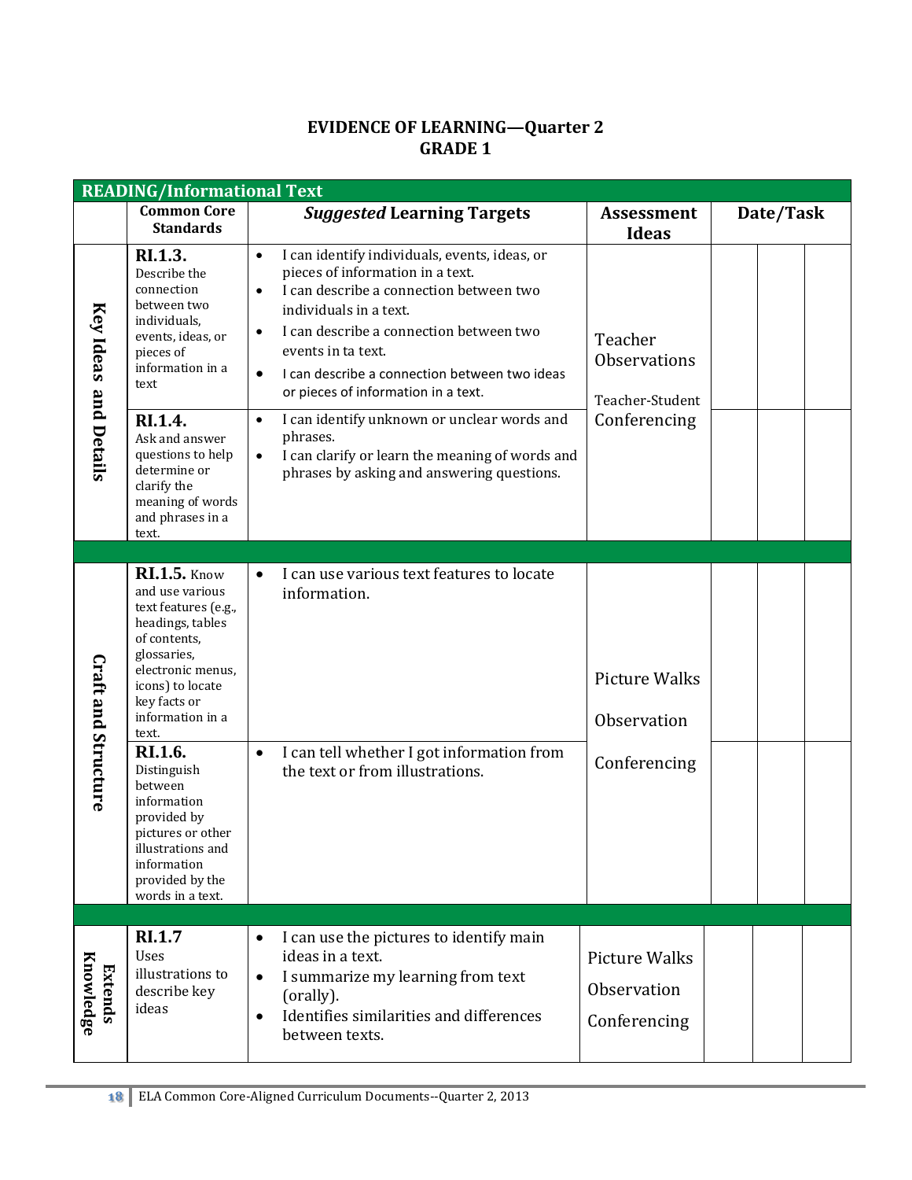**EVIDENCE OF LEARNING—Quarter 2**
**GRADE 1**

| READING/Informational Text | | | | | | |
|---|---|---|---|---|---|---|
| | **Common Core Standards** | ***Suggested* Learning Targets** | **Assessment Ideas** | **Date/Task** | | |
| **Key Ideas and Details** | **RI.1.3.** Describe the connection between two individuals, events, ideas, or pieces of information in a text | • I can identify individuals, events, ideas, or pieces of information in a text.<br>• I can describe a connection between two individuals in a text.<br>• I can describe a connection between two events in ta text.<br>• I can describe a connection between two ideas or pieces of information in a text. | Teacher Observations<br><br>Teacher-Student Conferencing | | | |
| | **RI.1.4.** Ask and answer questions to help determine or clarify the meaning of words and phrases in a text. | • I can identify unknown or unclear words and phrases.<br>• I can clarify or learn the meaning of words and phrases by asking and answering questions. | | | | |
| **Craft and Structure** | **RI.1.5.** Know and use various text features (e.g., headings, tables of contents, glossaries, electronic menus, icons) to locate key facts or information in a text. | • I can use various text features to locate information. | Picture Walks<br><br>Observation<br><br>Conferencing | | | |
| | **RI.1.6.** Distinguish between information provided by pictures or other illustrations and information provided by the words in a text. | • I can tell whether I got information from the text or from illustrations. | | | | |
| **Extends Knowledge** | **RI.1.7** Uses illustrations to describe key ideas | • I can use the pictures to identify main ideas in a text.<br>• I summarize my learning from text (orally).<br>• Identifies similarities and differences between texts. | Picture Walks<br>Observation<br>Conferencing | | | |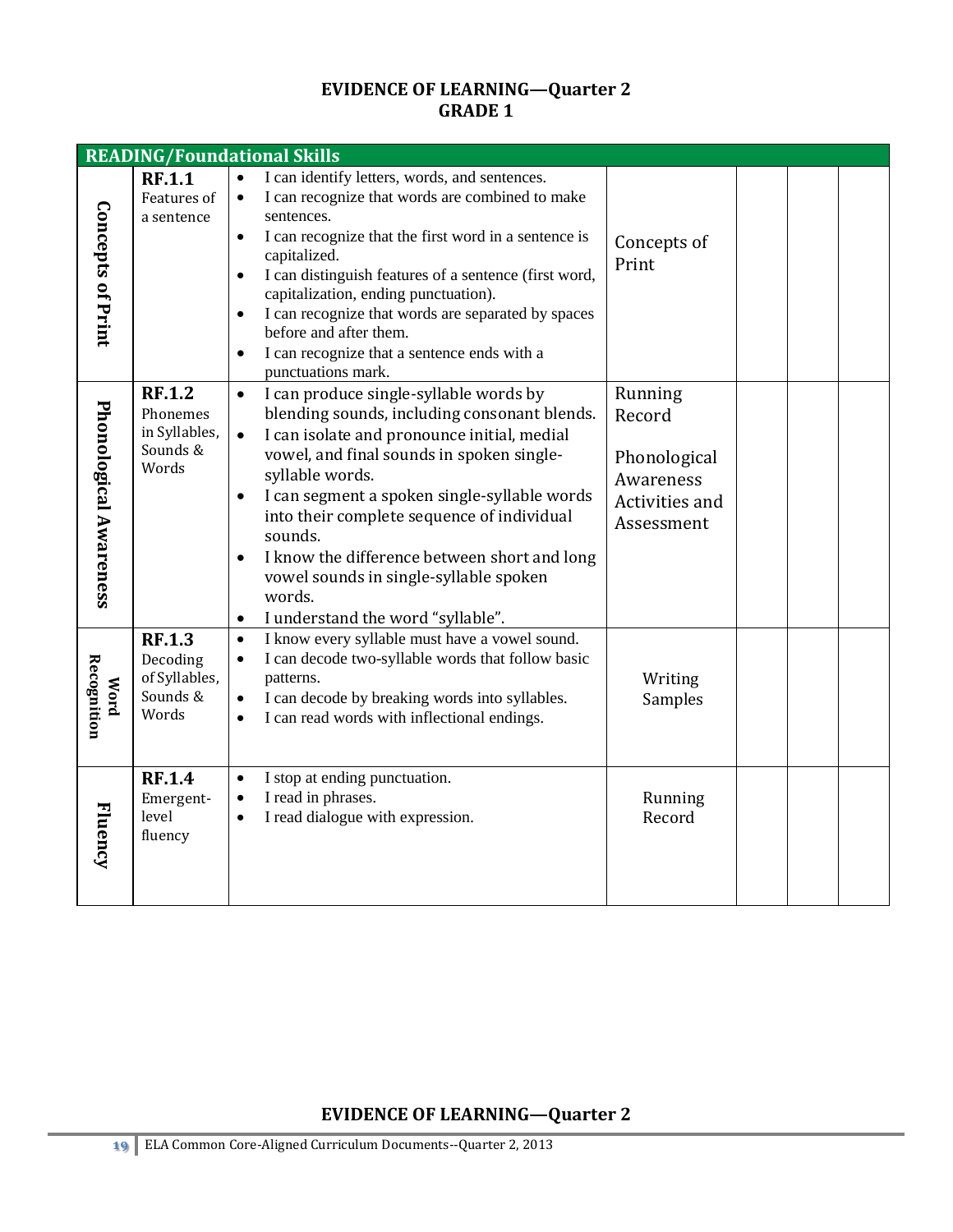## EVIDENCE OF LEARNING—Quarter 2
## GRADE 1

| READING/Foundational Skills | | | | | | |
|---|---|---|---|---|---|---|
| **Concepts of Print** | **RF.1.1** Features of a sentence | • I can identify letters, words, and sentences.<br>• I can recognize that words are combined to make sentences.<br>• I can recognize that the first word in a sentence is capitalized.<br>• I can distinguish features of a sentence (first word, capitalization, ending punctuation).<br>• I can recognize that words are separated by spaces before and after them.<br>• I can recognize that a sentence ends with a punctuations mark. | Concepts of Print | | | |
| **Phonological Awareness** | **RF.1.2** Phonemes in Syllables, Sounds & Words | • I can produce single-syllable words by blending sounds, including consonant blends.<br>• I can isolate and pronounce initial, medial vowel, and final sounds in spoken single-syllable words.<br>• I can segment a spoken single-syllable words into their complete sequence of individual sounds.<br>• I know the difference between short and long vowel sounds in single-syllable spoken words.<br>• I understand the word "syllable". | Running Record<br><br>Phonological Awareness Activities and Assessment | | | |
| **Word Recognition** | **RF.1.3** Decoding of Syllables, Sounds & Words | • I know every syllable must have a vowel sound.<br>• I can decode two-syllable words that follow basic patterns.<br>• I can decode by breaking words into syllables.<br>• I can read words with inflectional endings. | Writing Samples | | | |
| **Fluency** | **RF.1.4** Emergent-level fluency | • I stop at ending punctuation.<br>• I read in phrases.<br>• I read dialogue with expression. | Running Record | | | |

## EVIDENCE OF LEARNING—Quarter 2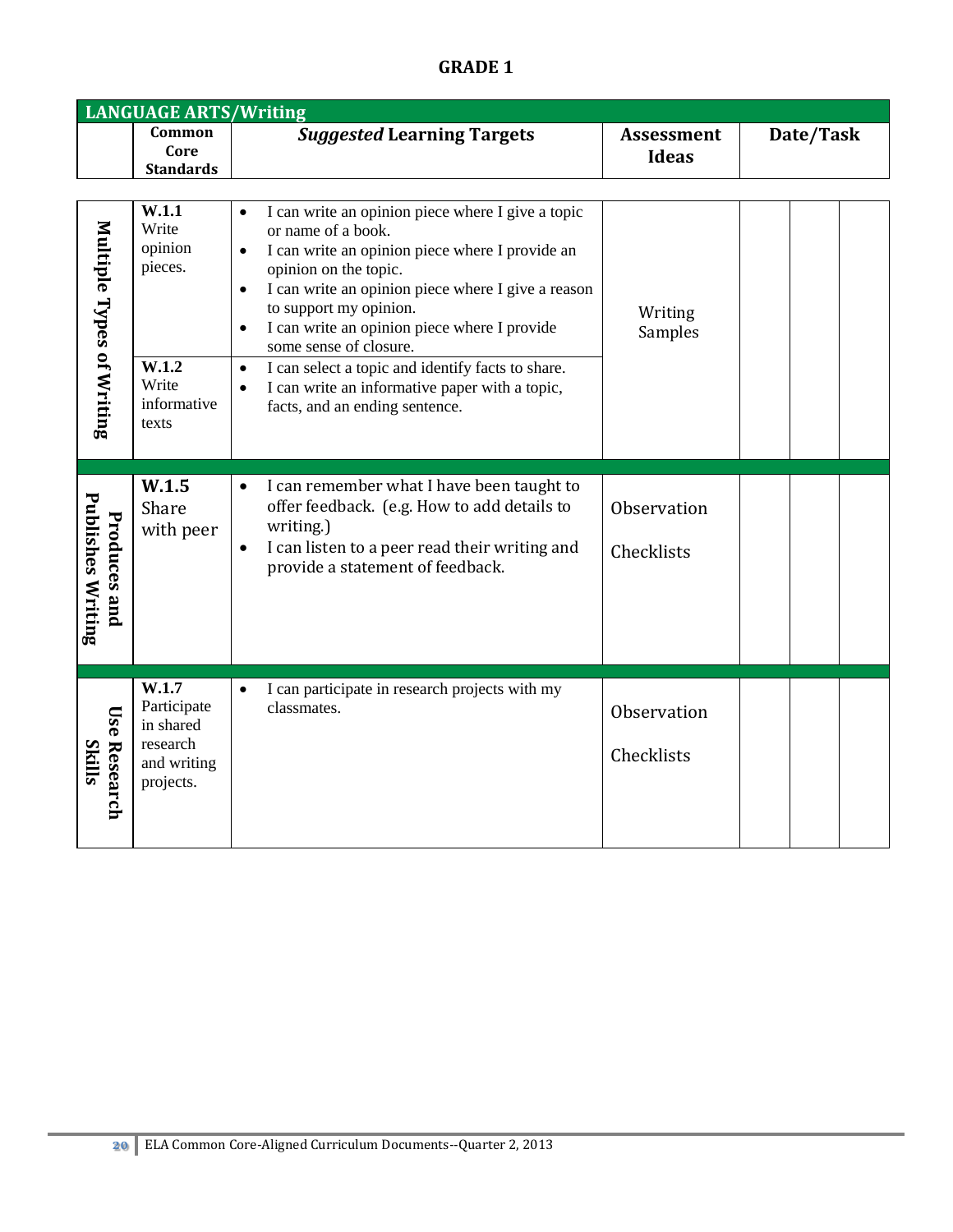# GRADE 1

| LANGUAGE ARTS/Writing | Common Core Standards | *Suggested* Learning Targets | Assessment Ideas | Date/Task | | |
|---|---|---|---|---|---|---|
| Multiple Types of Writing | **W.1.1** Write opinion pieces. | • I can write an opinion piece where I give a topic or name of a book.<br>• I can write an opinion piece where I provide an opinion on the topic.<br>• I can write an opinion piece where I give a reason to support my opinion.<br>• I can write an opinion piece where I provide some sense of closure. | Writing Samples | | | |
| | **W.1.2** Write informative texts | • I can select a topic and identify facts to share.<br>• I can write an informative paper with a topic, facts, and an ending sentence. | | | | |
| Produces and Publishes Writing | **W.1.5** Share with peer | • I can remember what I have been taught to offer feedback. (e.g. How to add details to writing.)<br>• I can listen to a peer read their writing and provide a statement of feedback. | Observation<br><br>Checklists | | | |
| Use Research Skills | **W.1.7** Participate in shared research and writing projects. | • I can participate in research projects with my classmates. | Observation<br><br>Checklists | | | |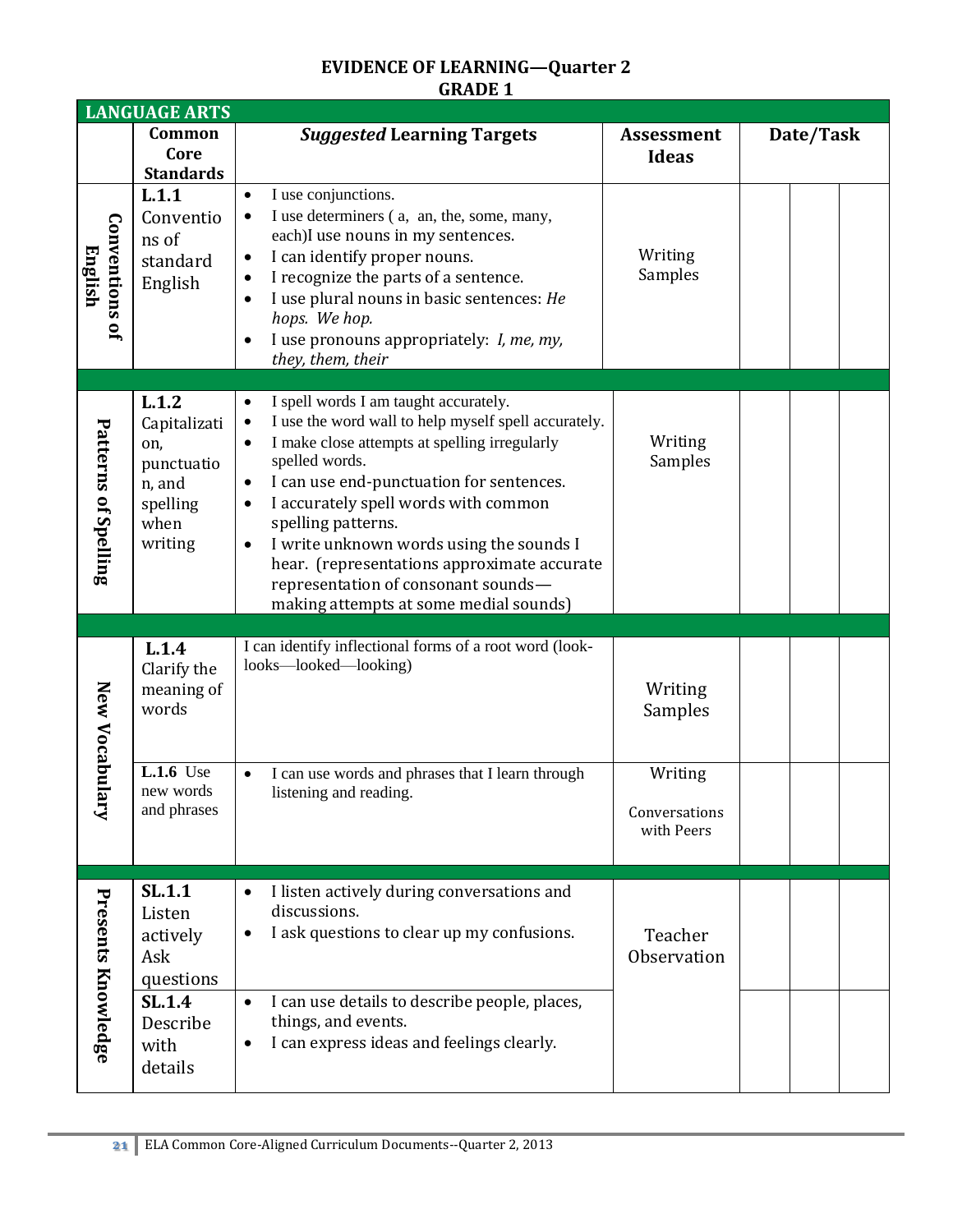# EVIDENCE OF LEARNING—Quarter 2
## GRADE 1

| LANGUAGE ARTS | | | | | | |
|---|---|---|---|---|---|---|
| | **Common Core Standards** | ***Suggested* Learning Targets** | **Assessment Ideas** | **Date/Task** | | |
| **Conventions of English** | **L.1.1** Conventions of standard English | • I use conjunctions.<br>• I use determiners ( a, an, the, some, many, each)I use nouns in my sentences.<br>• I can identify proper nouns.<br>• I recognize the parts of a sentence.<br>• I use plural nouns in basic sentences: *He hops. We hop.*<br>• I use pronouns appropriately: *I, me, my, they, them, their* | Writing Samples | | | |
| **Patterns of Spelling** | **L.1.2** Capitalization, punctuation, and spelling when writing | • I spell words I am taught accurately.<br>• I use the word wall to help myself spell accurately.<br>• I make close attempts at spelling irregularly spelled words.<br>• I can use end-punctuation for sentences.<br>• I accurately spell words with common spelling patterns.<br>• I write unknown words using the sounds I hear. (representations approximate accurate representation of consonant sounds—making attempts at some medial sounds) | Writing Samples | | | |
| **New Vocabulary** | **L.1.4** Clarify the meaning of words | I can identify inflectional forms of a root word (look-looks—looked—looking) | Writing Samples | | | |
| | **L.1.6** Use new words and phrases | • I can use words and phrases that I learn through listening and reading. | Writing<br>Conversations with Peers | | | |
| **Presents Knowledge** | **SL.1.1** Listen actively Ask questions | • I listen actively during conversations and discussions.<br>• I ask questions to clear up my confusions. | Teacher Observation | | | |
| | **SL.1.4** Describe with details | • I can use details to describe people, places, things, and events.<br>• I can express ideas and feelings clearly. | | | | |